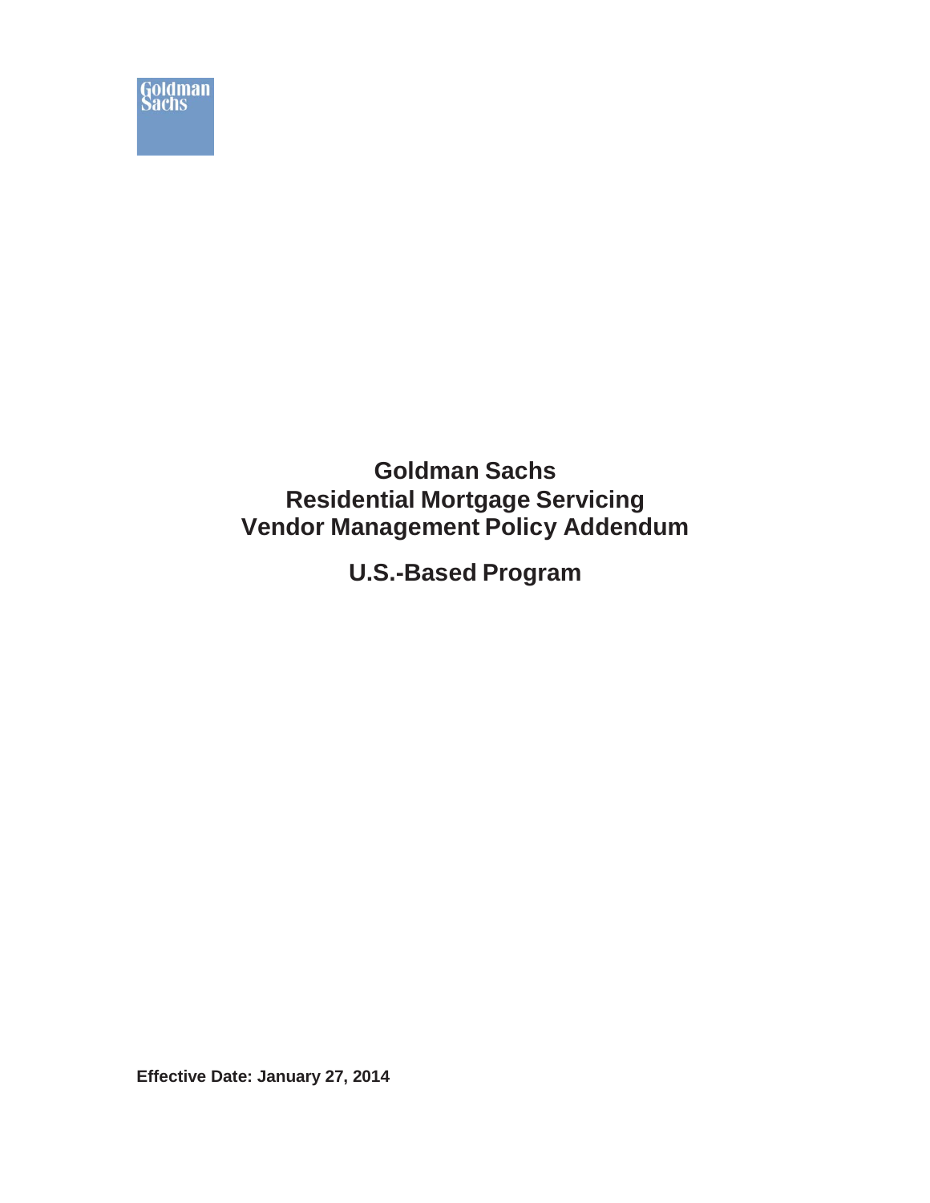# Goldman Sachs
# Residential Mortgage Servicing
# Vendor Management Policy Addendum

## U.S.-Based Program

**Effective Date: January 27, 2014**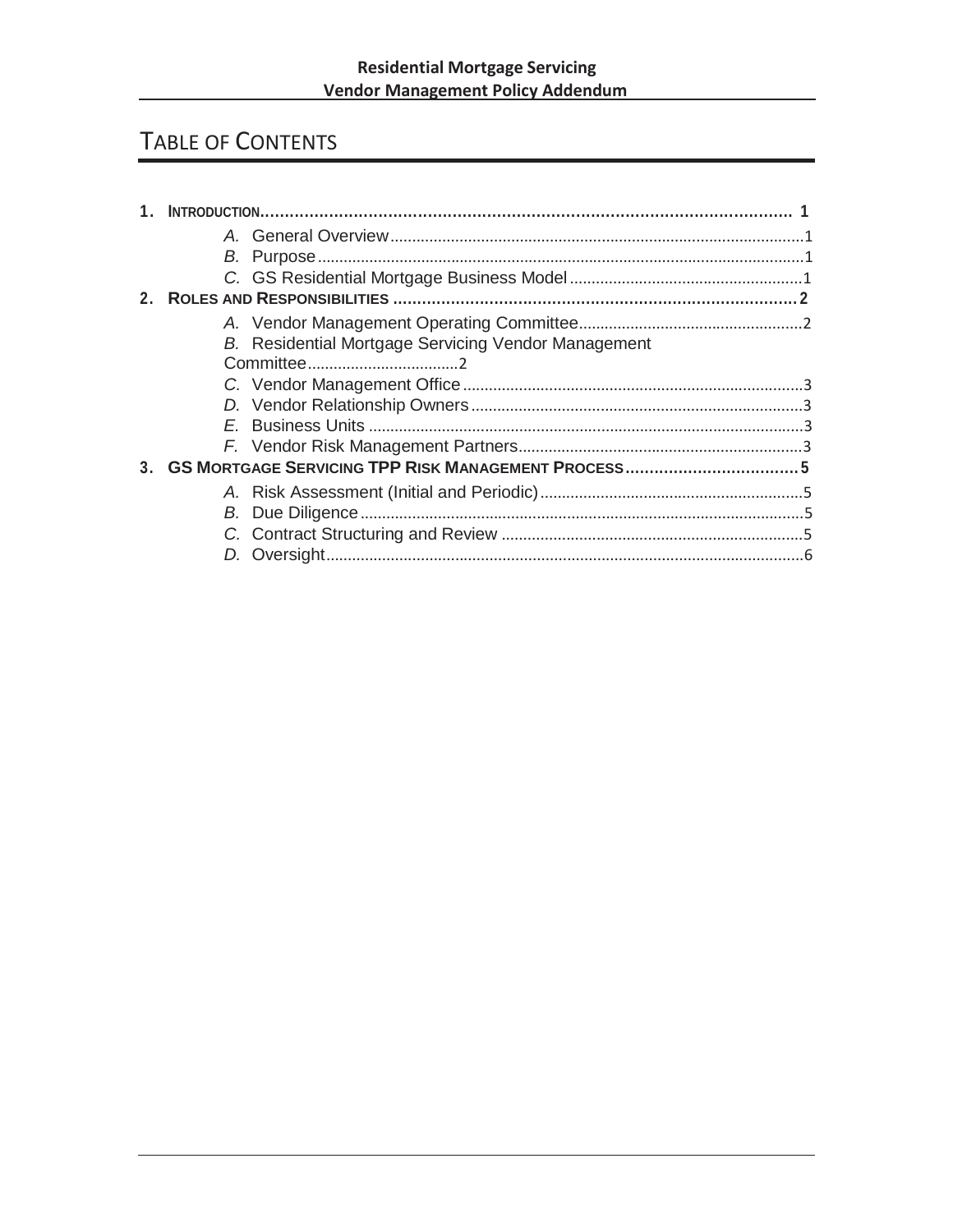# TABLE OF CONTENTS

1. **INTRODUCTION** ........................................................................ 1
   - *A.* General Overview ........................................................................ 1
   - *B.* Purpose ........................................................................ 1
   - *C.* GS Residential Mortgage Business Model ........................................................................ 1
2. **ROLES AND RESPONSIBILITIES** ........................................................................ 2
   - *A.* Vendor Management Operating Committee ........................................................................ 2
   - *B.* Residential Mortgage Servicing Vendor Management Committee ........................................................................ 2
   - *C.* Vendor Management Office ........................................................................ 3
   - *D.* Vendor Relationship Owners ........................................................................ 3
   - *E.* Business Units ........................................................................ 3
   - *F.* Vendor Risk Management Partners ........................................................................ 3
3. **GS MORTGAGE SERVICING TPP RISK MANAGEMENT PROCESS** ........................................................................ 5
   - *A.* Risk Assessment (Initial and Periodic) ........................................................................ 5
   - *B.* Due Diligence ........................................................................ 5
   - *C.* Contract Structuring and Review ........................................................................ 5
   - *D.* Oversight ........................................................................ 6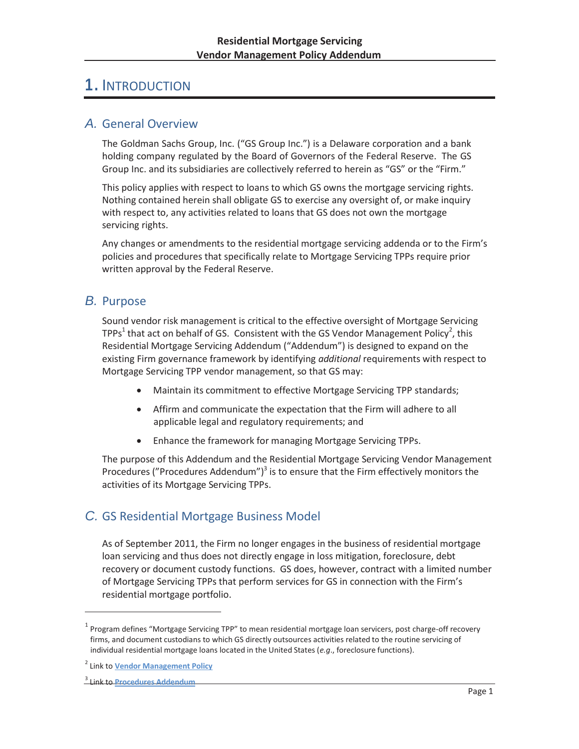# 1. INTRODUCTION

## A. General Overview

The Goldman Sachs Group, Inc. ("GS Group Inc.") is a Delaware corporation and a bank holding company regulated by the Board of Governors of the Federal Reserve. The GS Group Inc. and its subsidiaries are collectively referred to herein as "GS" or the "Firm."

This policy applies with respect to loans to which GS owns the mortgage servicing rights. Nothing contained herein shall obligate GS to exercise any oversight of, or make inquiry with respect to, any activities related to loans that GS does not own the mortgage servicing rights.

Any changes or amendments to the residential mortgage servicing addenda or to the Firm's policies and procedures that specifically relate to Mortgage Servicing TPPs require prior written approval by the Federal Reserve.

## B. Purpose

Sound vendor risk management is critical to the effective oversight of Mortgage Servicing TPPs[1] that act on behalf of GS. Consistent with the GS Vendor Management Policy[2], this Residential Mortgage Servicing Addendum ("Addendum") is designed to expand on the existing Firm governance framework by identifying *additional* requirements with respect to Mortgage Servicing TPP vendor management, so that GS may:

- Maintain its commitment to effective Mortgage Servicing TPP standards;
- Affirm and communicate the expectation that the Firm will adhere to all applicable legal and regulatory requirements; and
- Enhance the framework for managing Mortgage Servicing TPPs.

The purpose of this Addendum and the Residential Mortgage Servicing Vendor Management Procedures ("Procedures Addendum")[3] is to ensure that the Firm effectively monitors the activities of its Mortgage Servicing TPPs.

## C. GS Residential Mortgage Business Model

As of September 2011, the Firm no longer engages in the business of residential mortgage loan servicing and thus does not directly engage in loss mitigation, foreclosure, debt recovery or document custody functions. GS does, however, contract with a limited number of Mortgage Servicing TPPs that perform services for GS in connection with the Firm's residential mortgage portfolio.

---

[1] Program defines "Mortgage Servicing TPP" to mean residential mortgage loan servicers, post charge-off recovery firms, and document custodians to which GS directly outsources activities related to the routine servicing of individual residential mortgage loans located in the United States (*e.g.*, foreclosure functions).

[2] Link to **Vendor Management Policy**

[3] Link to **Procedures Addendum**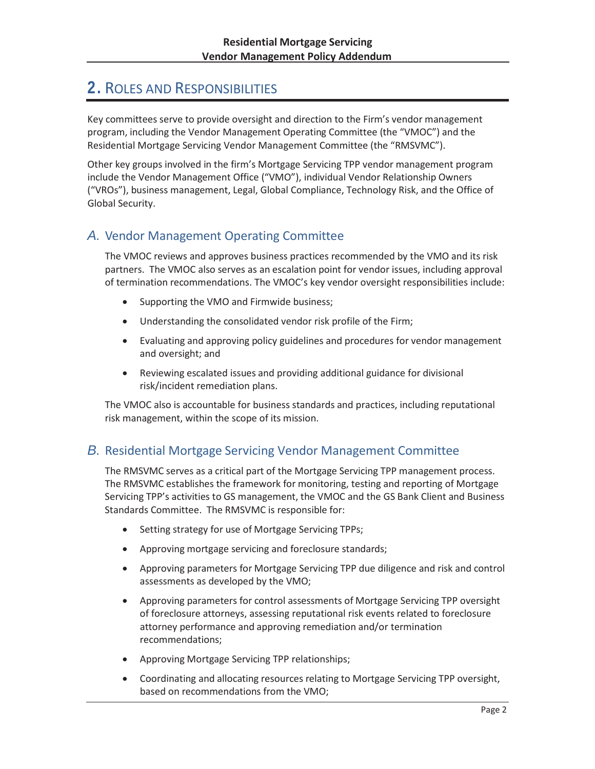## 2. Roles and Responsibilities

Key committees serve to provide oversight and direction to the Firm's vendor management program, including the Vendor Management Operating Committee (the "VMOC") and the Residential Mortgage Servicing Vendor Management Committee (the "RMSVMC").

Other key groups involved in the firm's Mortgage Servicing TPP vendor management program include the Vendor Management Office ("VMO"), individual Vendor Relationship Owners ("VROs"), business management, Legal, Global Compliance, Technology Risk, and the Office of Global Security.

### *A.* Vendor Management Operating Committee

The VMOC reviews and approves business practices recommended by the VMO and its risk partners. The VMOC also serves as an escalation point for vendor issues, including approval of termination recommendations. The VMOC's key vendor oversight responsibilities include:

- Supporting the VMO and Firmwide business;
- Understanding the consolidated vendor risk profile of the Firm;
- Evaluating and approving policy guidelines and procedures for vendor management and oversight; and
- Reviewing escalated issues and providing additional guidance for divisional risk/incident remediation plans.

The VMOC also is accountable for business standards and practices, including reputational risk management, within the scope of its mission.

### *B.* Residential Mortgage Servicing Vendor Management Committee

The RMSVMC serves as a critical part of the Mortgage Servicing TPP management process. The RMSVMC establishes the framework for monitoring, testing and reporting of Mortgage Servicing TPP's activities to GS management, the VMOC and the GS Bank Client and Business Standards Committee. The RMSVMC is responsible for:

- Setting strategy for use of Mortgage Servicing TPPs;
- Approving mortgage servicing and foreclosure standards;
- Approving parameters for Mortgage Servicing TPP due diligence and risk and control assessments as developed by the VMO;
- Approving parameters for control assessments of Mortgage Servicing TPP oversight of foreclosure attorneys, assessing reputational risk events related to foreclosure attorney performance and approving remediation and/or termination recommendations;
- Approving Mortgage Servicing TPP relationships;
- Coordinating and allocating resources relating to Mortgage Servicing TPP oversight, based on recommendations from the VMO;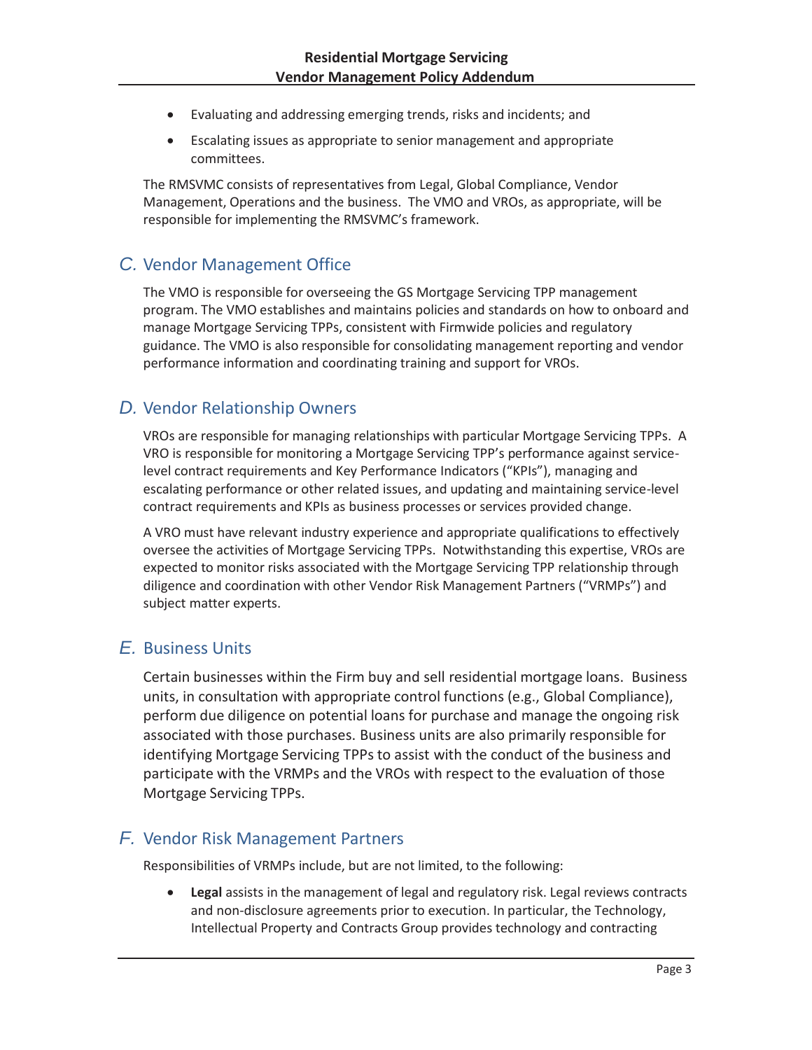- Evaluating and addressing emerging trends, risks and incidents; and
- Escalating issues as appropriate to senior management and appropriate committees.

The RMSVMC consists of representatives from Legal, Global Compliance, Vendor Management, Operations and the business. The VMO and VROs, as appropriate, will be responsible for implementing the RMSVMC's framework.

## C. Vendor Management Office

The VMO is responsible for overseeing the GS Mortgage Servicing TPP management program. The VMO establishes and maintains policies and standards on how to onboard and manage Mortgage Servicing TPPs, consistent with Firmwide policies and regulatory guidance. The VMO is also responsible for consolidating management reporting and vendor performance information and coordinating training and support for VROs.

## D. Vendor Relationship Owners

VROs are responsible for managing relationships with particular Mortgage Servicing TPPs. A VRO is responsible for monitoring a Mortgage Servicing TPP's performance against service-level contract requirements and Key Performance Indicators ("KPIs"), managing and escalating performance or other related issues, and updating and maintaining service-level contract requirements and KPIs as business processes or services provided change.

A VRO must have relevant industry experience and appropriate qualifications to effectively oversee the activities of Mortgage Servicing TPPs. Notwithstanding this expertise, VROs are expected to monitor risks associated with the Mortgage Servicing TPP relationship through diligence and coordination with other Vendor Risk Management Partners ("VRMPs") and subject matter experts.

## E. Business Units

Certain businesses within the Firm buy and sell residential mortgage loans. Business units, in consultation with appropriate control functions (e.g., Global Compliance), perform due diligence on potential loans for purchase and manage the ongoing risk associated with those purchases. Business units are also primarily responsible for identifying Mortgage Servicing TPPs to assist with the conduct of the business and participate with the VRMPs and the VROs with respect to the evaluation of those Mortgage Servicing TPPs.

## F. Vendor Risk Management Partners

Responsibilities of VRMPs include, but are not limited, to the following:

- **Legal** assists in the management of legal and regulatory risk. Legal reviews contracts and non-disclosure agreements prior to execution. In particular, the Technology, Intellectual Property and Contracts Group provides technology and contracting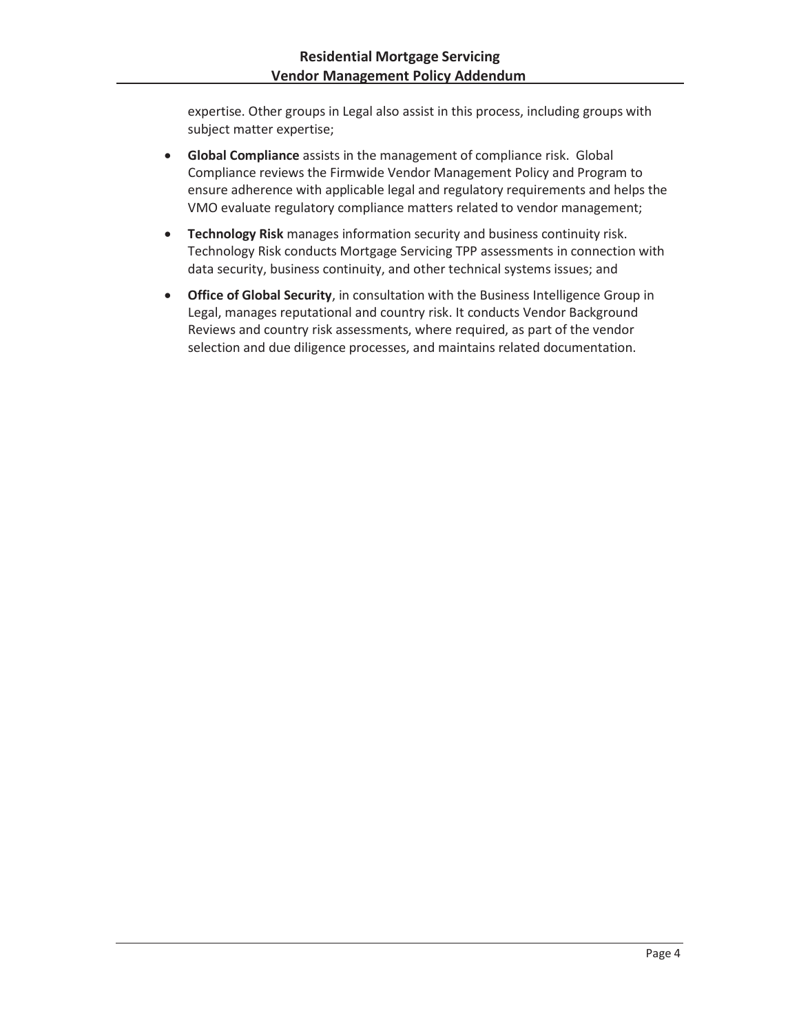expertise. Other groups in Legal also assist in this process, including groups with subject matter expertise;

- **Global Compliance** assists in the management of compliance risk. Global Compliance reviews the Firmwide Vendor Management Policy and Program to ensure adherence with applicable legal and regulatory requirements and helps the VMO evaluate regulatory compliance matters related to vendor management;
- **Technology Risk** manages information security and business continuity risk. Technology Risk conducts Mortgage Servicing TPP assessments in connection with data security, business continuity, and other technical systems issues; and
- **Office of Global Security**, in consultation with the Business Intelligence Group in Legal, manages reputational and country risk. It conducts Vendor Background Reviews and country risk assessments, where required, as part of the vendor selection and due diligence processes, and maintains related documentation.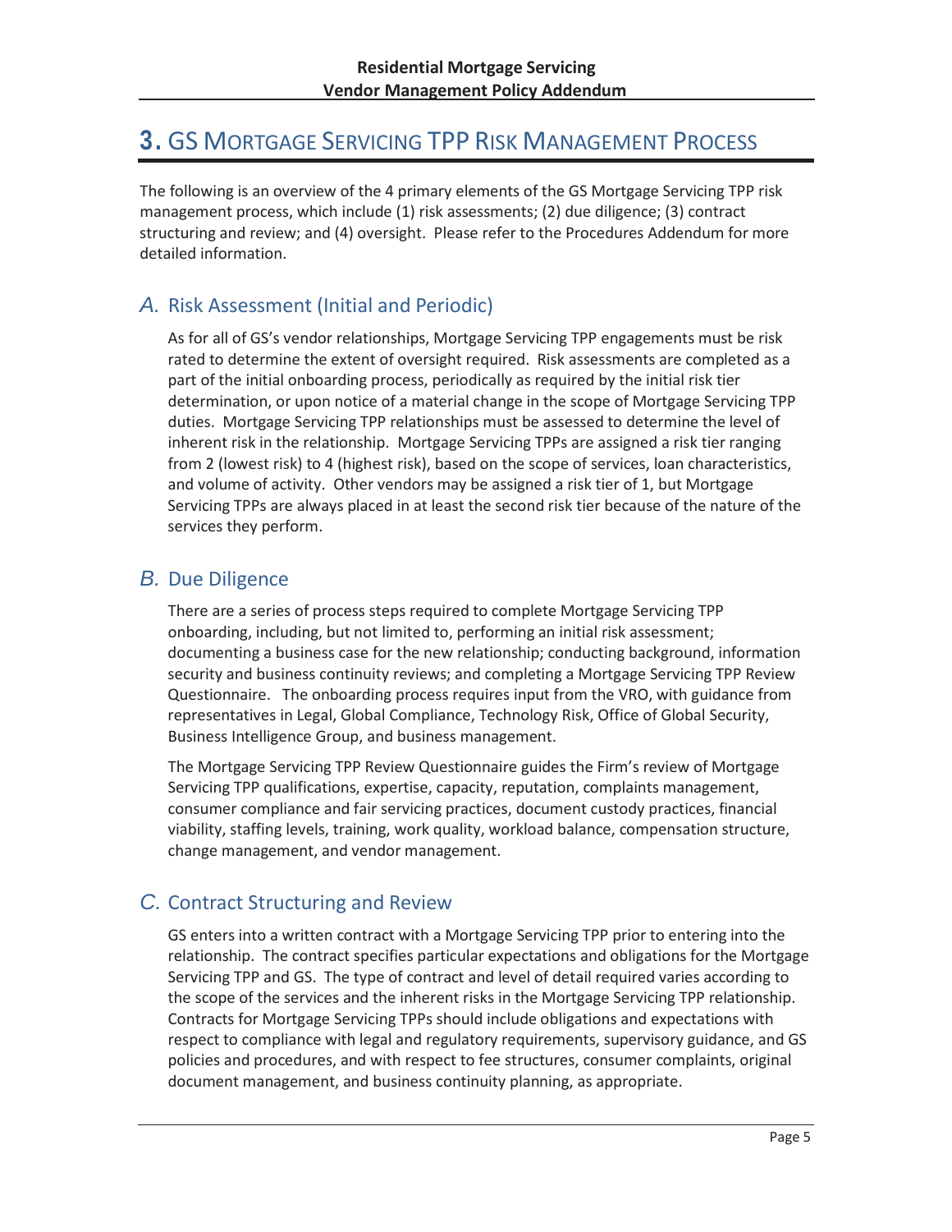# 3. GS Mortgage Servicing TPP Risk Management Process

The following is an overview of the 4 primary elements of the GS Mortgage Servicing TPP risk management process, which include (1) risk assessments; (2) due diligence; (3) contract structuring and review; and (4) oversight. Please refer to the Procedures Addendum for more detailed information.

## A. Risk Assessment (Initial and Periodic)

As for all of GS's vendor relationships, Mortgage Servicing TPP engagements must be risk rated to determine the extent of oversight required. Risk assessments are completed as a part of the initial onboarding process, periodically as required by the initial risk tier determination, or upon notice of a material change in the scope of Mortgage Servicing TPP duties. Mortgage Servicing TPP relationships must be assessed to determine the level of inherent risk in the relationship. Mortgage Servicing TPPs are assigned a risk tier ranging from 2 (lowest risk) to 4 (highest risk), based on the scope of services, loan characteristics, and volume of activity. Other vendors may be assigned a risk tier of 1, but Mortgage Servicing TPPs are always placed in at least the second risk tier because of the nature of the services they perform.

## B. Due Diligence

There are a series of process steps required to complete Mortgage Servicing TPP onboarding, including, but not limited to, performing an initial risk assessment; documenting a business case for the new relationship; conducting background, information security and business continuity reviews; and completing a Mortgage Servicing TPP Review Questionnaire. The onboarding process requires input from the VRO, with guidance from representatives in Legal, Global Compliance, Technology Risk, Office of Global Security, Business Intelligence Group, and business management.

The Mortgage Servicing TPP Review Questionnaire guides the Firm's review of Mortgage Servicing TPP qualifications, expertise, capacity, reputation, complaints management, consumer compliance and fair servicing practices, document custody practices, financial viability, staffing levels, training, work quality, workload balance, compensation structure, change management, and vendor management.

## C. Contract Structuring and Review

GS enters into a written contract with a Mortgage Servicing TPP prior to entering into the relationship. The contract specifies particular expectations and obligations for the Mortgage Servicing TPP and GS. The type of contract and level of detail required varies according to the scope of the services and the inherent risks in the Mortgage Servicing TPP relationship. Contracts for Mortgage Servicing TPPs should include obligations and expectations with respect to compliance with legal and regulatory requirements, supervisory guidance, and GS policies and procedures, and with respect to fee structures, consumer complaints, original document management, and business continuity planning, as appropriate.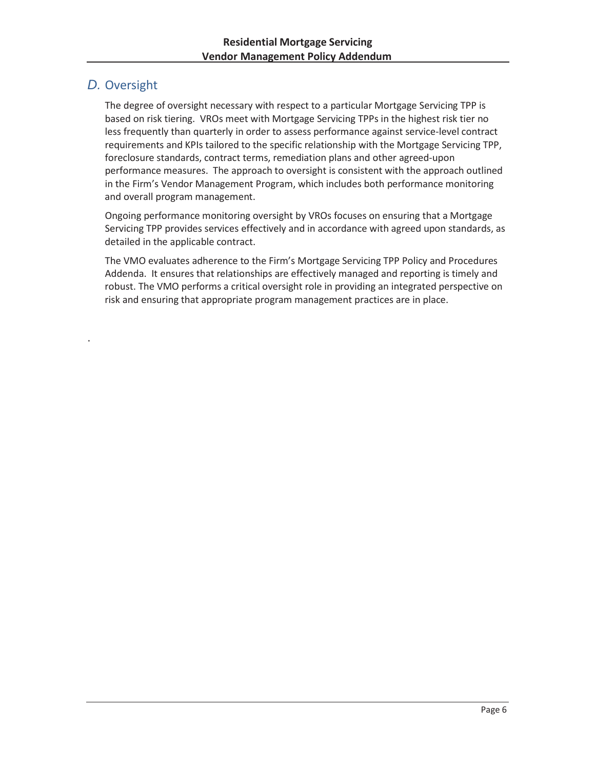## *D.* Oversight

The degree of oversight necessary with respect to a particular Mortgage Servicing TPP is based on risk tiering. VROs meet with Mortgage Servicing TPPs in the highest risk tier no less frequently than quarterly in order to assess performance against service-level contract requirements and KPIs tailored to the specific relationship with the Mortgage Servicing TPP, foreclosure standards, contract terms, remediation plans and other agreed-upon performance measures. The approach to oversight is consistent with the approach outlined in the Firm's Vendor Management Program, which includes both performance monitoring and overall program management.

Ongoing performance monitoring oversight by VROs focuses on ensuring that a Mortgage Servicing TPP provides services effectively and in accordance with agreed upon standards, as detailed in the applicable contract.

The VMO evaluates adherence to the Firm's Mortgage Servicing TPP Policy and Procedures Addenda. It ensures that relationships are effectively managed and reporting is timely and robust. The VMO performs a critical oversight role in providing an integrated perspective on risk and ensuring that appropriate program management practices are in place.

.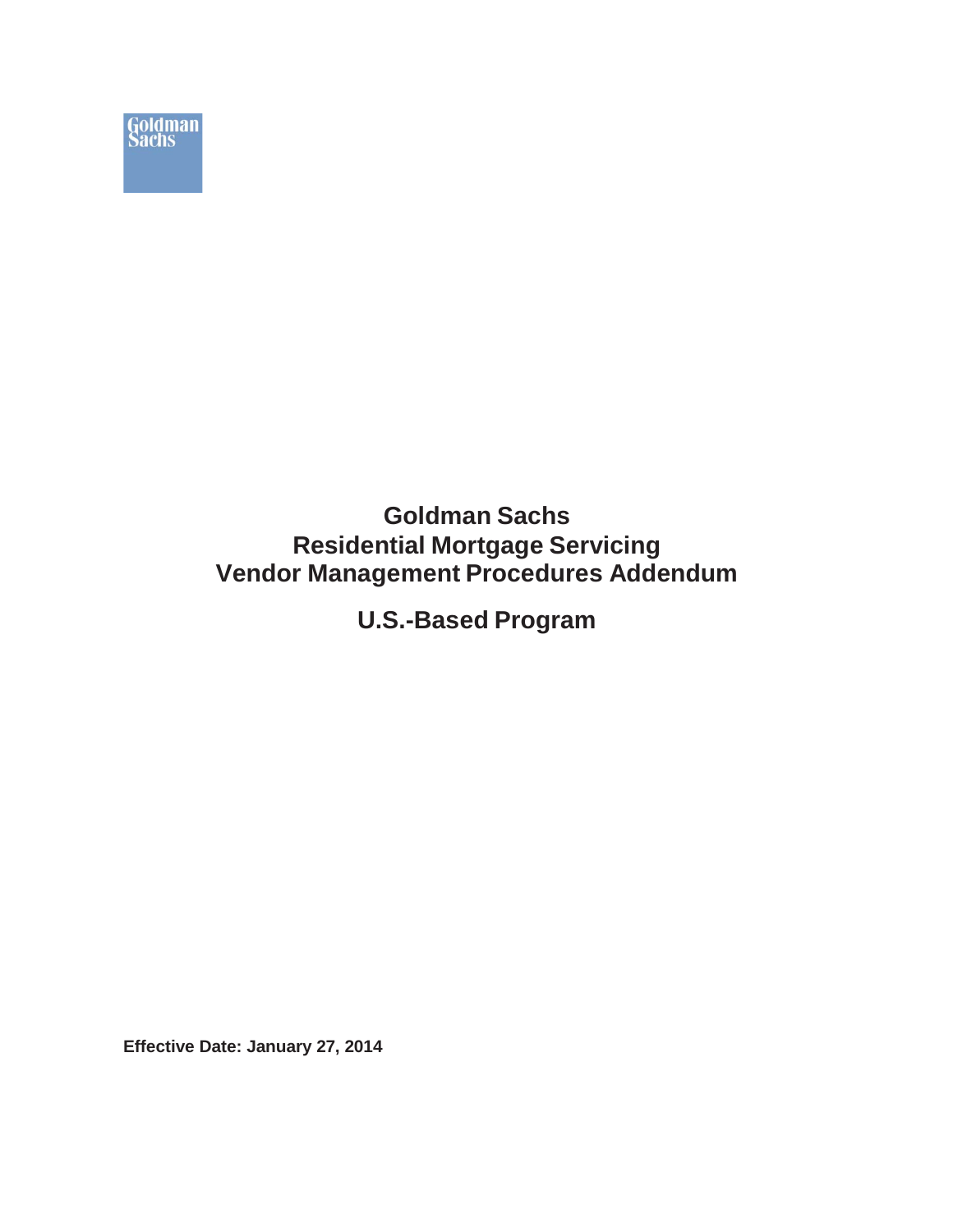Goldman Sachs

# Goldman Sachs
# Residential Mortgage Servicing
# Vendor Management Procedures Addendum

## U.S.-Based Program

**Effective Date: January 27, 2014**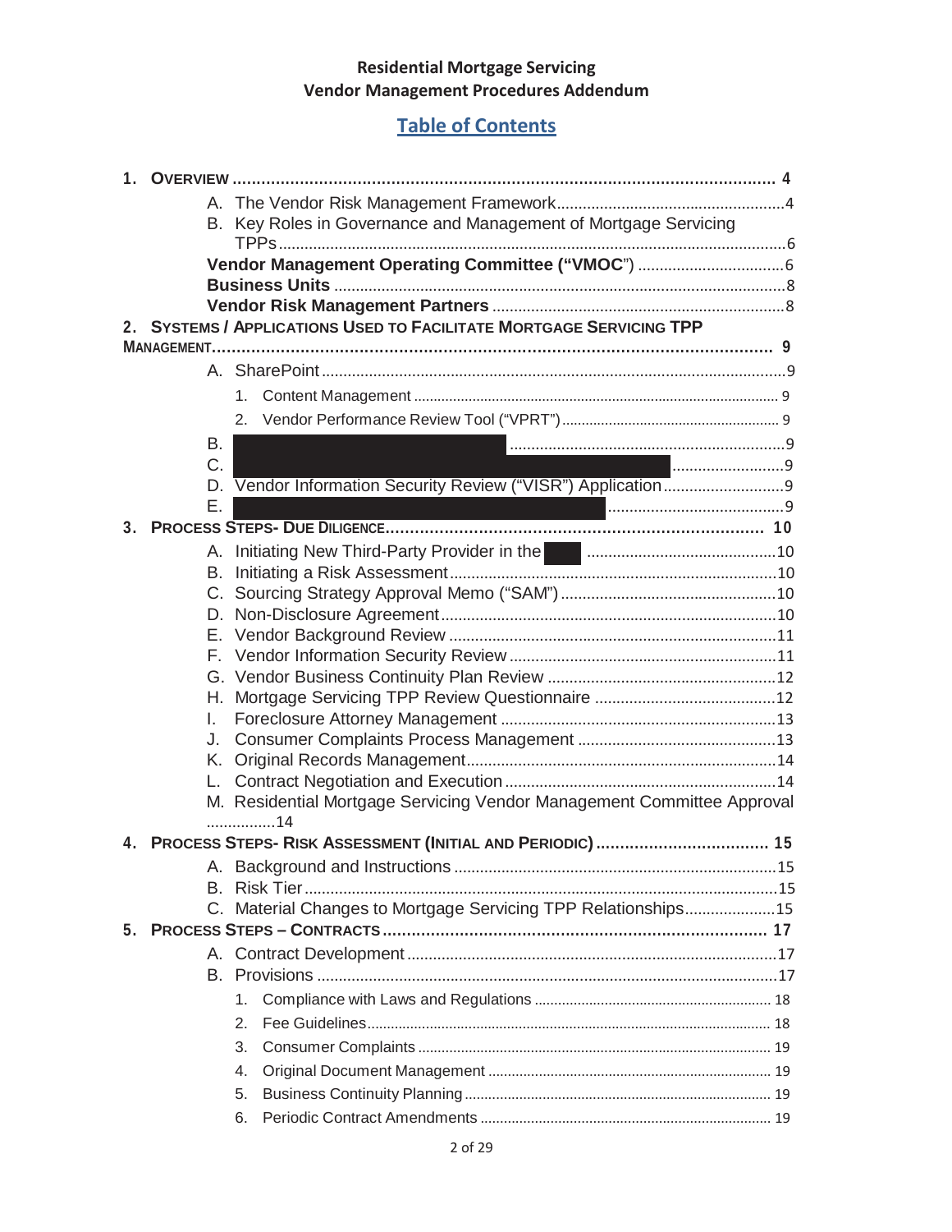**Residential Mortgage Servicing**
**Vendor Management Procedures Addendum**

# Table of Contents

1. **OVERVIEW** .......... 4
   - A. The Vendor Risk Management Framework .......... 4
   - B. Key Roles in Governance and Management of Mortgage Servicing TPPs .......... 6
   - **Vendor Management Operating Committee ("VMOC")** .......... 6
   - **Business Units** .......... 8
   - **Vendor Risk Management Partners** .......... 8
2. **SYSTEMS / APPLICATIONS USED TO FACILITATE MORTGAGE SERVICING TPP MANAGEMENT** .......... 9
   - A. SharePoint .......... 9
     1. Content Management .......... 9
     2. Vendor Performance Review Tool ("VPRT") .......... 9
   - B. [REDACTED] .......... 9
   - C. [REDACTED] .......... 9
   - D. Vendor Information Security Review ("VISR") Application .......... 9
   - E. [REDACTED] .......... 9
3. **PROCESS STEPS- DUE DILIGENCE** .......... 10
   - A. Initiating New Third-Party Provider in the [REDACTED] .......... 10
   - B. Initiating a Risk Assessment .......... 10
   - C. Sourcing Strategy Approval Memo ("SAM") .......... 10
   - D. Non-Disclosure Agreement .......... 10
   - E. Vendor Background Review .......... 11
   - F. Vendor Information Security Review .......... 11
   - G. Vendor Business Continuity Plan Review .......... 12
   - H. Mortgage Servicing TPP Review Questionnaire .......... 12
   - I. Foreclosure Attorney Management .......... 13
   - J. Consumer Complaints Process Management .......... 13
   - K. Original Records Management .......... 14
   - L. Contract Negotiation and Execution .......... 14
   - M. Residential Mortgage Servicing Vendor Management Committee Approval .......... 14
4. **PROCESS STEPS- RISK ASSESSMENT (INITIAL AND PERIODIC)** .......... 15
   - A. Background and Instructions .......... 15
   - B. Risk Tier .......... 15
   - C. Material Changes to Mortgage Servicing TPP Relationships .......... 15
5. **PROCESS STEPS – CONTRACTS** .......... 17
   - A. Contract Development .......... 17
   - B. Provisions .......... 17
     1. Compliance with Laws and Regulations .......... 18
     2. Fee Guidelines .......... 18
     3. Consumer Complaints .......... 19
     4. Original Document Management .......... 19
     5. Business Continuity Planning .......... 19
     6. Periodic Contract Amendments .......... 19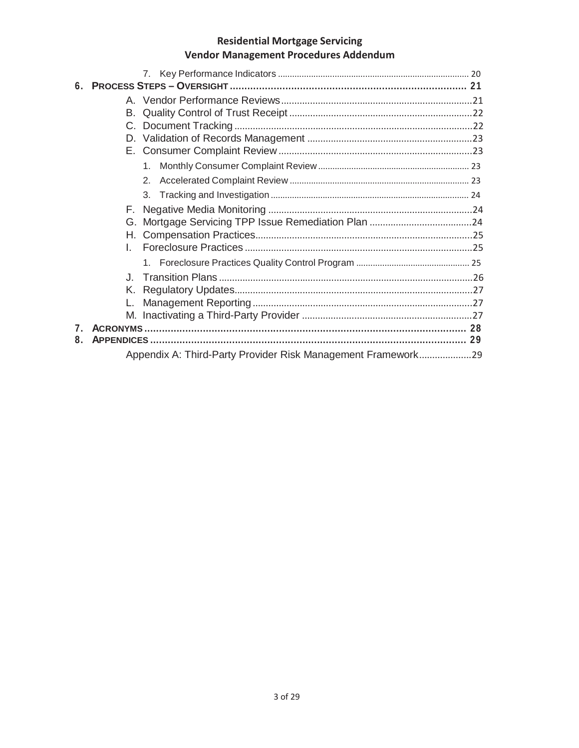7. Key Performance Indicators ........ 20

6. **PROCESS STEPS – OVERSIGHT** ........ 21

A. Vendor Performance Reviews ........ 21

B. Quality Control of Trust Receipt ........ 22

C. Document Tracking ........ 22

D. Validation of Records Management ........ 23

E. Consumer Complaint Review ........ 23

1. Monthly Consumer Complaint Review ........ 23
2. Accelerated Complaint Review ........ 23
3. Tracking and Investigation ........ 24

F. Negative Media Monitoring ........ 24

G. Mortgage Servicing TPP Issue Remediation Plan ........ 24

H. Compensation Practices ........ 25

I. Foreclosure Practices ........ 25

1. Foreclosure Practices Quality Control Program ........ 25

J. Transition Plans ........ 26

K. Regulatory Updates ........ 27

L. Management Reporting ........ 27

M. Inactivating a Third-Party Provider ........ 27

7. **ACRONYMS** ........ 28

8. **APPENDICES** ........ 29

Appendix A: Third-Party Provider Risk Management Framework ........ 29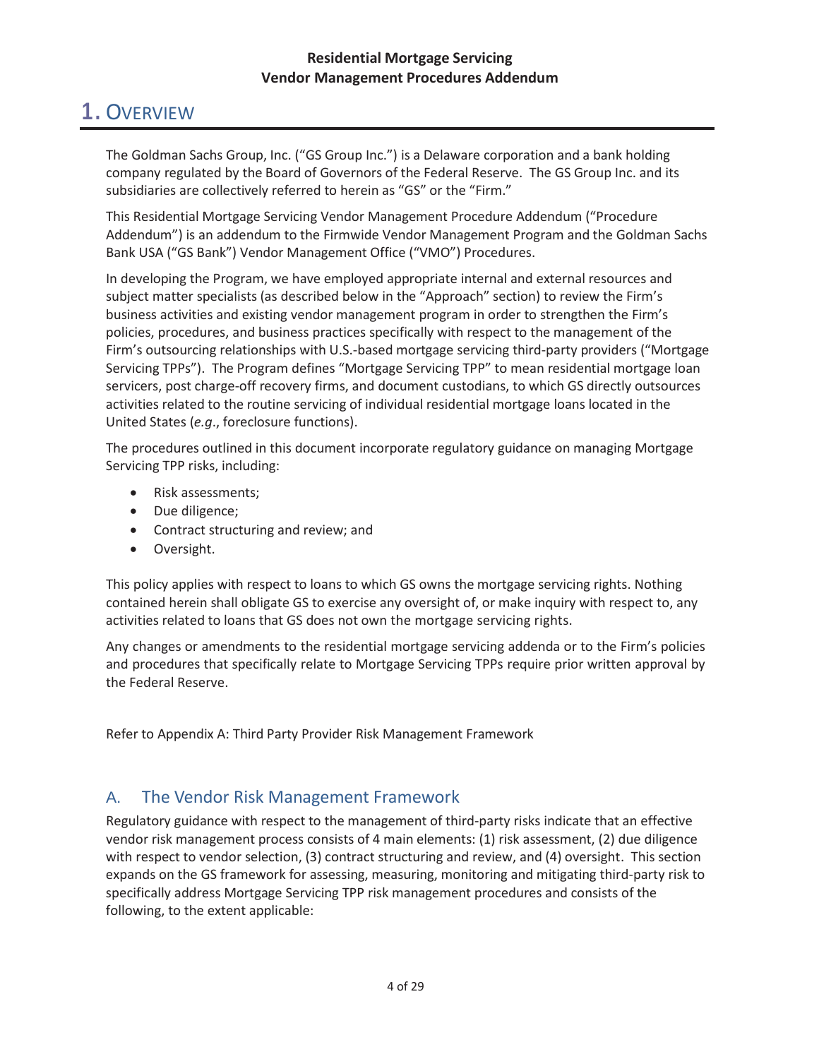# 1. OVERVIEW

The Goldman Sachs Group, Inc. ("GS Group Inc.") is a Delaware corporation and a bank holding company regulated by the Board of Governors of the Federal Reserve. The GS Group Inc. and its subsidiaries are collectively referred to herein as "GS" or the "Firm."

This Residential Mortgage Servicing Vendor Management Procedure Addendum ("Procedure Addendum") is an addendum to the Firmwide Vendor Management Program and the Goldman Sachs Bank USA ("GS Bank") Vendor Management Office ("VMO") Procedures.

In developing the Program, we have employed appropriate internal and external resources and subject matter specialists (as described below in the "Approach" section) to review the Firm's business activities and existing vendor management program in order to strengthen the Firm's policies, procedures, and business practices specifically with respect to the management of the Firm's outsourcing relationships with U.S.-based mortgage servicing third-party providers ("Mortgage Servicing TPPs"). The Program defines "Mortgage Servicing TPP" to mean residential mortgage loan servicers, post charge-off recovery firms, and document custodians, to which GS directly outsources activities related to the routine servicing of individual residential mortgage loans located in the United States (*e.g.*, foreclosure functions).

The procedures outlined in this document incorporate regulatory guidance on managing Mortgage Servicing TPP risks, including:

- Risk assessments;
- Due diligence;
- Contract structuring and review; and
- Oversight.

This policy applies with respect to loans to which GS owns the mortgage servicing rights. Nothing contained herein shall obligate GS to exercise any oversight of, or make inquiry with respect to, any activities related to loans that GS does not own the mortgage servicing rights.

Any changes or amendments to the residential mortgage servicing addenda or to the Firm's policies and procedures that specifically relate to Mortgage Servicing TPPs require prior written approval by the Federal Reserve.

Refer to Appendix A: Third Party Provider Risk Management Framework

## A. The Vendor Risk Management Framework

Regulatory guidance with respect to the management of third-party risks indicate that an effective vendor risk management process consists of 4 main elements: (1) risk assessment, (2) due diligence with respect to vendor selection, (3) contract structuring and review, and (4) oversight. This section expands on the GS framework for assessing, measuring, monitoring and mitigating third-party risk to specifically address Mortgage Servicing TPP risk management procedures and consists of the following, to the extent applicable: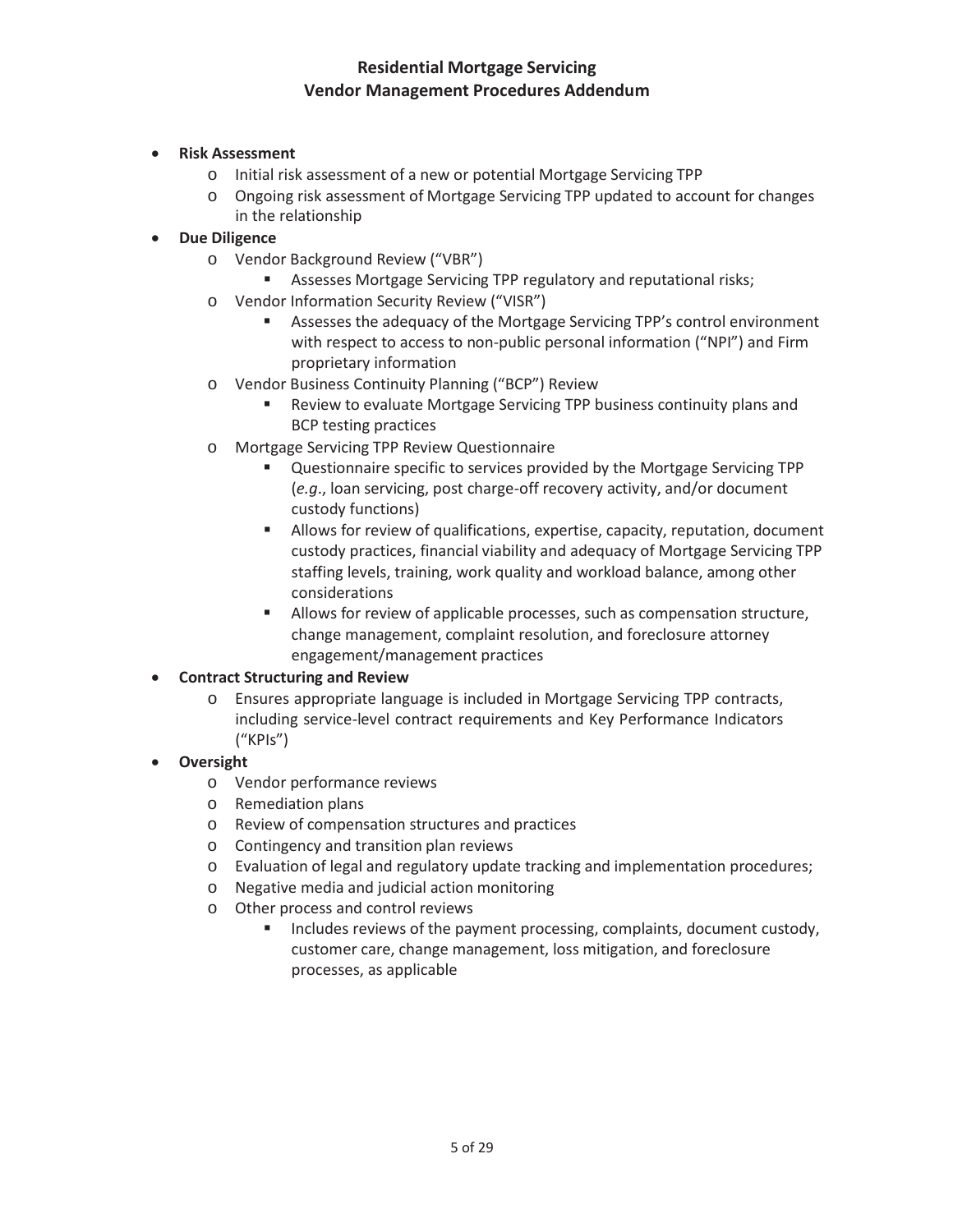- **Risk Assessment**
  - Initial risk assessment of a new or potential Mortgage Servicing TPP
  - Ongoing risk assessment of Mortgage Servicing TPP updated to account for changes in the relationship
- **Due Diligence**
  - Vendor Background Review ("VBR")
    - Assesses Mortgage Servicing TPP regulatory and reputational risks;
  - Vendor Information Security Review ("VISR")
    - Assesses the adequacy of the Mortgage Servicing TPP's control environment with respect to access to non-public personal information ("NPI") and Firm proprietary information
  - Vendor Business Continuity Planning ("BCP") Review
    - Review to evaluate Mortgage Servicing TPP business continuity plans and BCP testing practices
  - Mortgage Servicing TPP Review Questionnaire
    - Questionnaire specific to services provided by the Mortgage Servicing TPP (*e.g*., loan servicing, post charge-off recovery activity, and/or document custody functions)
    - Allows for review of qualifications, expertise, capacity, reputation, document custody practices, financial viability and adequacy of Mortgage Servicing TPP staffing levels, training, work quality and workload balance, among other considerations
    - Allows for review of applicable processes, such as compensation structure, change management, complaint resolution, and foreclosure attorney engagement/management practices
- **Contract Structuring and Review**
  - Ensures appropriate language is included in Mortgage Servicing TPP contracts, including service-level contract requirements and Key Performance Indicators ("KPIs")
- **Oversight**
  - Vendor performance reviews
  - Remediation plans
  - Review of compensation structures and practices
  - Contingency and transition plan reviews
  - Evaluation of legal and regulatory update tracking and implementation procedures;
  - Negative media and judicial action monitoring
  - Other process and control reviews
    - Includes reviews of the payment processing, complaints, document custody, customer care, change management, loss mitigation, and foreclosure processes, as applicable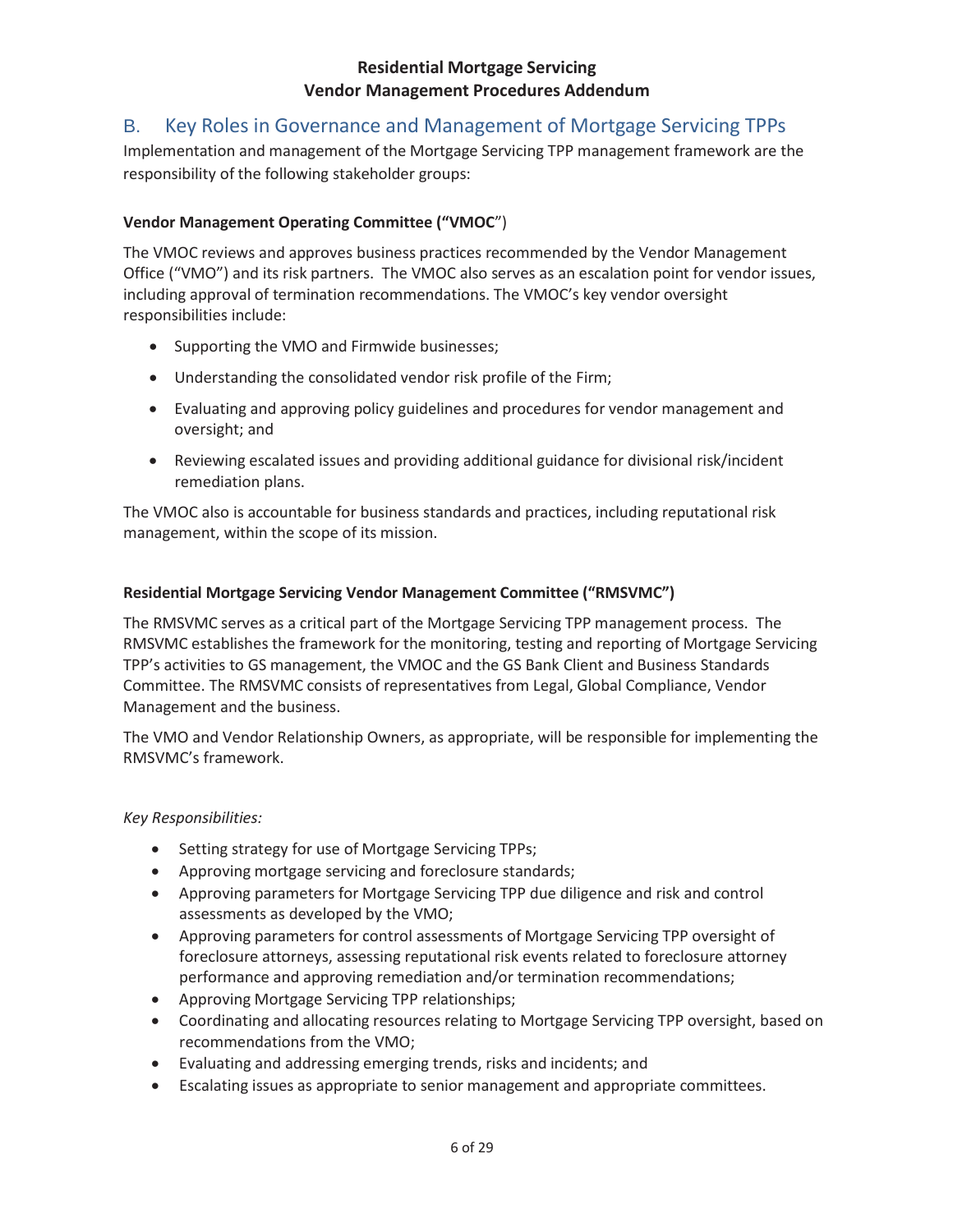## B. Key Roles in Governance and Management of Mortgage Servicing TPPs

Implementation and management of the Mortgage Servicing TPP management framework are the responsibility of the following stakeholder groups:

**Vendor Management Operating Committee ("VMOC")**

The VMOC reviews and approves business practices recommended by the Vendor Management Office ("VMO") and its risk partners. The VMOC also serves as an escalation point for vendor issues, including approval of termination recommendations. The VMOC's key vendor oversight responsibilities include:

- Supporting the VMO and Firmwide businesses;
- Understanding the consolidated vendor risk profile of the Firm;
- Evaluating and approving policy guidelines and procedures for vendor management and oversight; and
- Reviewing escalated issues and providing additional guidance for divisional risk/incident remediation plans.

The VMOC also is accountable for business standards and practices, including reputational risk management, within the scope of its mission.

**Residential Mortgage Servicing Vendor Management Committee ("RMSVMC")**

The RMSVMC serves as a critical part of the Mortgage Servicing TPP management process. The RMSVMC establishes the framework for the monitoring, testing and reporting of Mortgage Servicing TPP's activities to GS management, the VMOC and the GS Bank Client and Business Standards Committee. The RMSVMC consists of representatives from Legal, Global Compliance, Vendor Management and the business.

The VMO and Vendor Relationship Owners, as appropriate, will be responsible for implementing the RMSVMC's framework.

*Key Responsibilities:*

- Setting strategy for use of Mortgage Servicing TPPs;
- Approving mortgage servicing and foreclosure standards;
- Approving parameters for Mortgage Servicing TPP due diligence and risk and control assessments as developed by the VMO;
- Approving parameters for control assessments of Mortgage Servicing TPP oversight of foreclosure attorneys, assessing reputational risk events related to foreclosure attorney performance and approving remediation and/or termination recommendations;
- Approving Mortgage Servicing TPP relationships;
- Coordinating and allocating resources relating to Mortgage Servicing TPP oversight, based on recommendations from the VMO;
- Evaluating and addressing emerging trends, risks and incidents; and
- Escalating issues as appropriate to senior management and appropriate committees.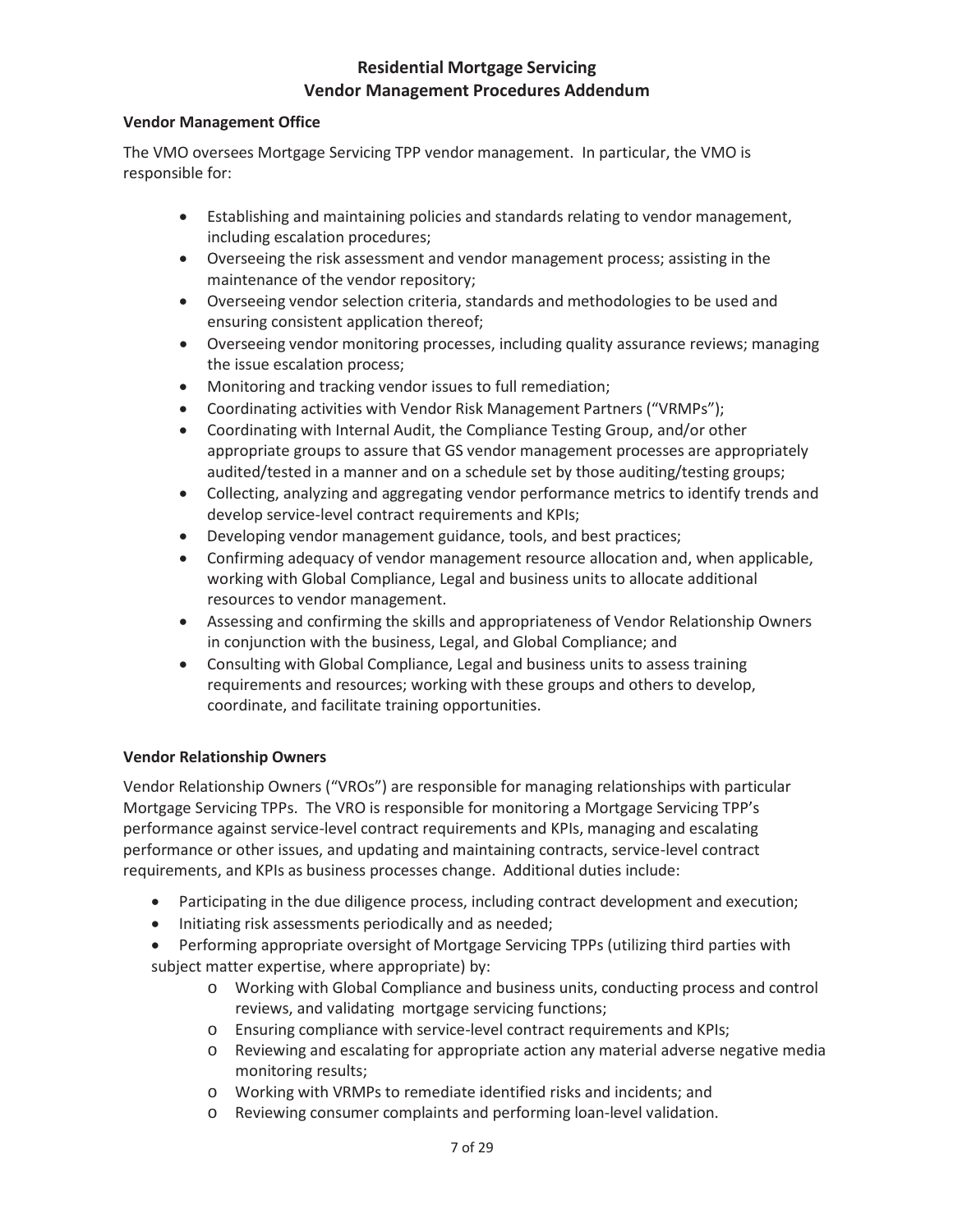# Residential Mortgage Servicing
# Vendor Management Procedures Addendum

**Vendor Management Office**

The VMO oversees Mortgage Servicing TPP vendor management. In particular, the VMO is responsible for:

- Establishing and maintaining policies and standards relating to vendor management, including escalation procedures;
- Overseeing the risk assessment and vendor management process; assisting in the maintenance of the vendor repository;
- Overseeing vendor selection criteria, standards and methodologies to be used and ensuring consistent application thereof;
- Overseeing vendor monitoring processes, including quality assurance reviews; managing the issue escalation process;
- Monitoring and tracking vendor issues to full remediation;
- Coordinating activities with Vendor Risk Management Partners ("VRMPs");
- Coordinating with Internal Audit, the Compliance Testing Group, and/or other appropriate groups to assure that GS vendor management processes are appropriately audited/tested in a manner and on a schedule set by those auditing/testing groups;
- Collecting, analyzing and aggregating vendor performance metrics to identify trends and develop service-level contract requirements and KPIs;
- Developing vendor management guidance, tools, and best practices;
- Confirming adequacy of vendor management resource allocation and, when applicable, working with Global Compliance, Legal and business units to allocate additional resources to vendor management.
- Assessing and confirming the skills and appropriateness of Vendor Relationship Owners in conjunction with the business, Legal, and Global Compliance; and
- Consulting with Global Compliance, Legal and business units to assess training requirements and resources; working with these groups and others to develop, coordinate, and facilitate training opportunities.

**Vendor Relationship Owners**

Vendor Relationship Owners ("VROs") are responsible for managing relationships with particular Mortgage Servicing TPPs. The VRO is responsible for monitoring a Mortgage Servicing TPP's performance against service-level contract requirements and KPIs, managing and escalating performance or other issues, and updating and maintaining contracts, service-level contract requirements, and KPIs as business processes change. Additional duties include:

- Participating in the due diligence process, including contract development and execution;
- Initiating risk assessments periodically and as needed;
- Performing appropriate oversight of Mortgage Servicing TPPs (utilizing third parties with subject matter expertise, where appropriate) by:
  - Working with Global Compliance and business units, conducting process and control reviews, and validating mortgage servicing functions;
  - Ensuring compliance with service-level contract requirements and KPIs;
  - Reviewing and escalating for appropriate action any material adverse negative media monitoring results;
  - Working with VRMPs to remediate identified risks and incidents; and
  - Reviewing consumer complaints and performing loan-level validation.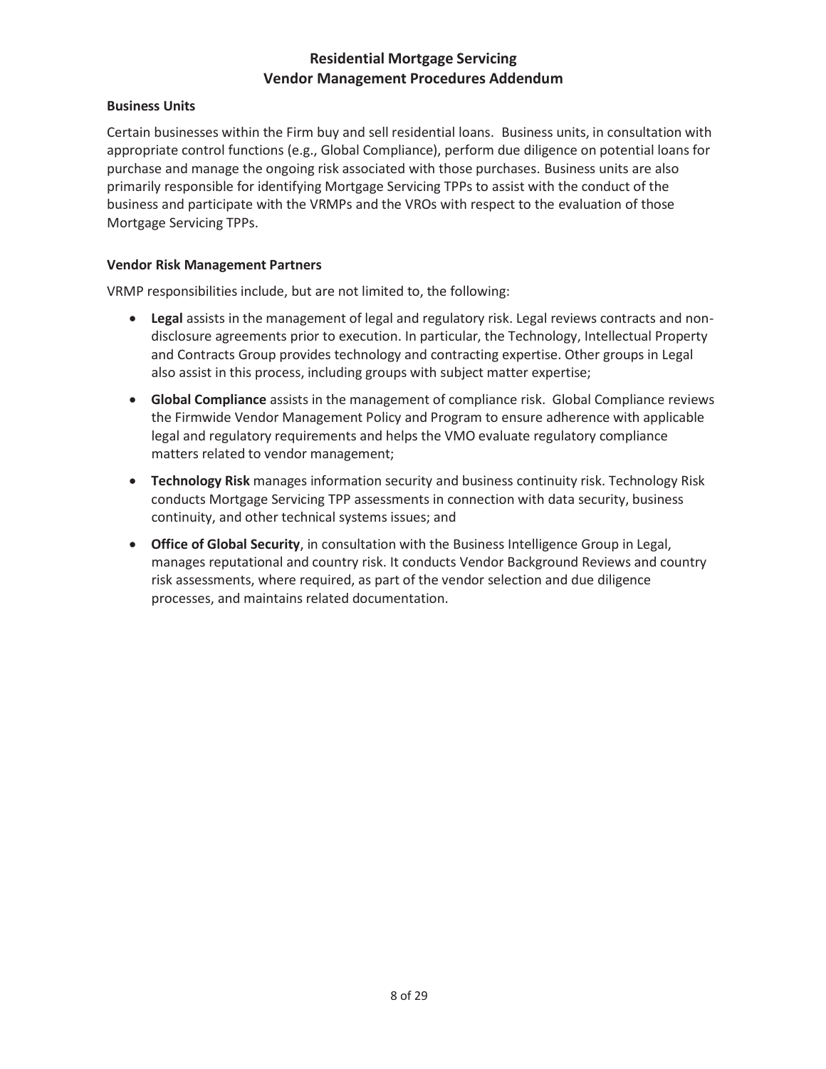### Business Units

Certain businesses within the Firm buy and sell residential loans. Business units, in consultation with appropriate control functions (e.g., Global Compliance), perform due diligence on potential loans for purchase and manage the ongoing risk associated with those purchases. Business units are also primarily responsible for identifying Mortgage Servicing TPPs to assist with the conduct of the business and participate with the VRMPs and the VROs with respect to the evaluation of those Mortgage Servicing TPPs.

### Vendor Risk Management Partners

VRMP responsibilities include, but are not limited to, the following:

- **Legal** assists in the management of legal and regulatory risk. Legal reviews contracts and non-disclosure agreements prior to execution. In particular, the Technology, Intellectual Property and Contracts Group provides technology and contracting expertise. Other groups in Legal also assist in this process, including groups with subject matter expertise;
- **Global Compliance** assists in the management of compliance risk. Global Compliance reviews the Firmwide Vendor Management Policy and Program to ensure adherence with applicable legal and regulatory requirements and helps the VMO evaluate regulatory compliance matters related to vendor management;
- **Technology Risk** manages information security and business continuity risk. Technology Risk conducts Mortgage Servicing TPP assessments in connection with data security, business continuity, and other technical systems issues; and
- **Office of Global Security**, in consultation with the Business Intelligence Group in Legal, manages reputational and country risk. It conducts Vendor Background Reviews and country risk assessments, where required, as part of the vendor selection and due diligence processes, and maintains related documentation.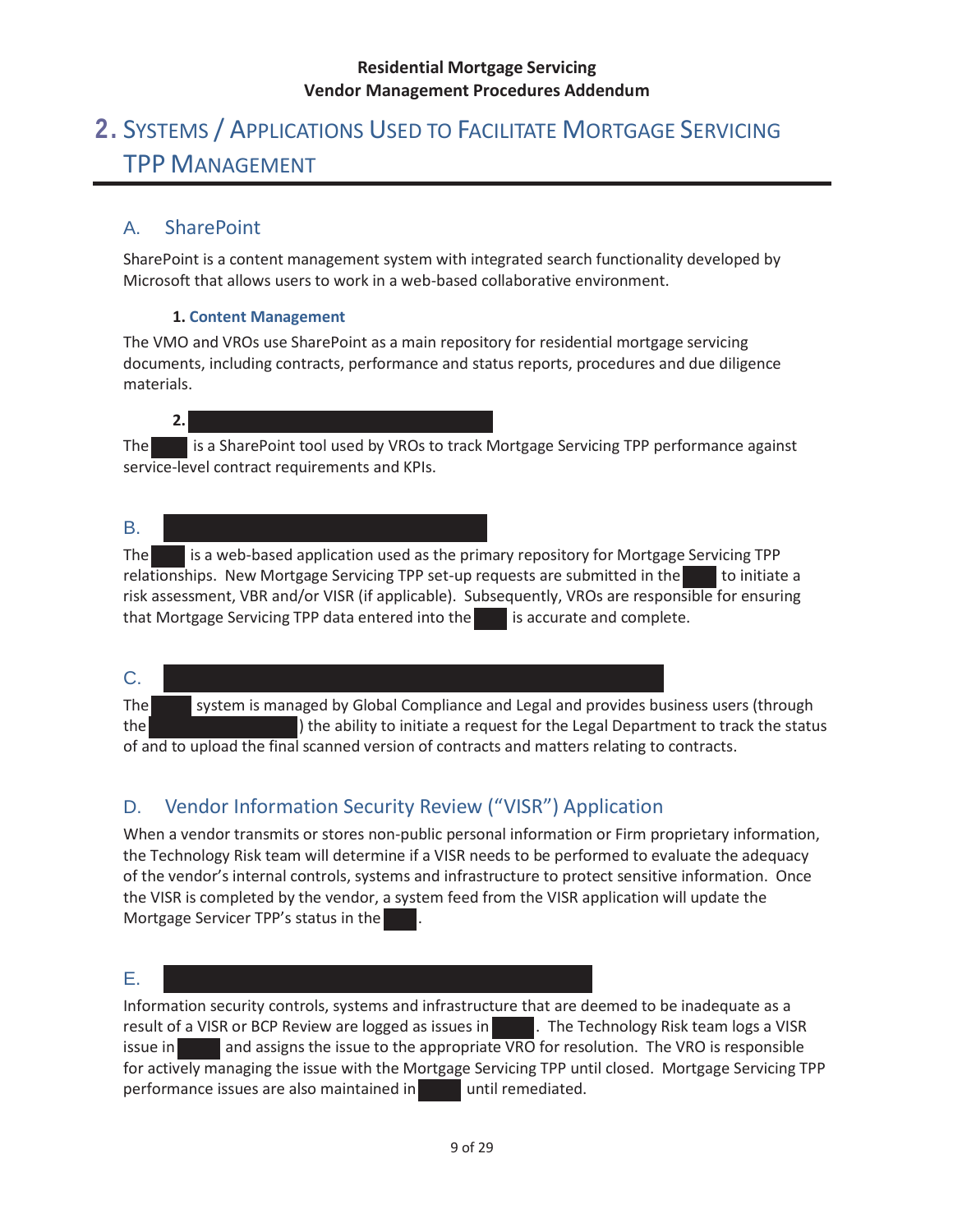# 2. Systems / Applications Used to Facilitate Mortgage Servicing TPP Management

## A. SharePoint

SharePoint is a content management system with integrated search functionality developed by Microsoft that allows users to work in a web-based collaborative environment.

### 1. Content Management

The VMO and VROs use SharePoint as a main repository for residential mortgage servicing documents, including contracts, performance and status reports, procedures and due diligence materials.

### 2. [REDACTED]

The [REDACTED] is a SharePoint tool used by VROs to track Mortgage Servicing TPP performance against service-level contract requirements and KPIs.

## B. [REDACTED]

The [REDACTED] is a web-based application used as the primary repository for Mortgage Servicing TPP relationships. New Mortgage Servicing TPP set-up requests are submitted in the [REDACTED] to initiate a risk assessment, VBR and/or VISR (if applicable). Subsequently, VROs are responsible for ensuring that Mortgage Servicing TPP data entered into the [REDACTED] is accurate and complete.

## C. [REDACTED]

The [REDACTED] system is managed by Global Compliance and Legal and provides business users (through the [REDACTED]) the ability to initiate a request for the Legal Department to track the status of and to upload the final scanned version of contracts and matters relating to contracts.

## D. Vendor Information Security Review ("VISR") Application

When a vendor transmits or stores non-public personal information or Firm proprietary information, the Technology Risk team will determine if a VISR needs to be performed to evaluate the adequacy of the vendor's internal controls, systems and infrastructure to protect sensitive information. Once the VISR is completed by the vendor, a system feed from the VISR application will update the Mortgage Servicer TPP's status in the [REDACTED].

## E. [REDACTED]

Information security controls, systems and infrastructure that are deemed to be inadequate as a result of a VISR or BCP Review are logged as issues in [REDACTED]. The Technology Risk team logs a VISR issue in [REDACTED] and assigns the issue to the appropriate VRO for resolution. The VRO is responsible for actively managing the issue with the Mortgage Servicing TPP until closed. Mortgage Servicing TPP performance issues are also maintained in [REDACTED] until remediated.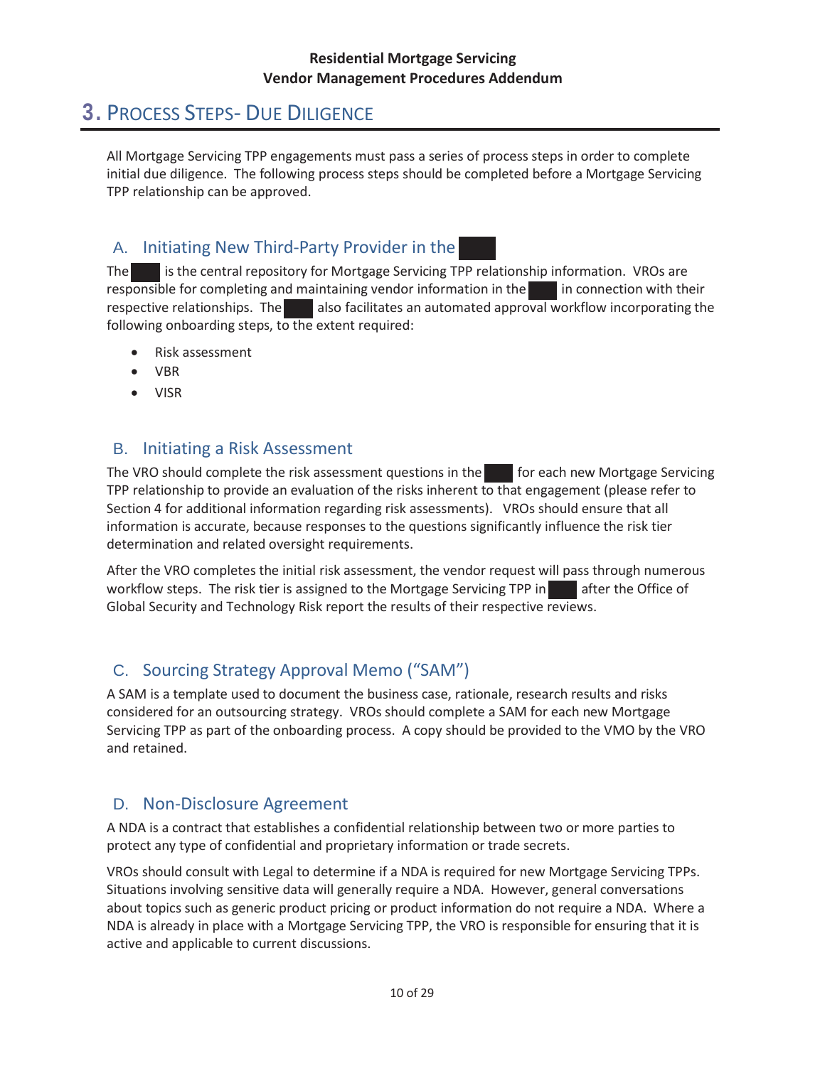# 3. Process Steps- Due Diligence

All Mortgage Servicing TPP engagements must pass a series of process steps in order to complete initial due diligence. The following process steps should be completed before a Mortgage Servicing TPP relationship can be approved.

## A. Initiating New Third-Party Provider in the ████

The ████ is the central repository for Mortgage Servicing TPP relationship information. VROs are responsible for completing and maintaining vendor information in the ████ in connection with their respective relationships. The ████ also facilitates an automated approval workflow incorporating the following onboarding steps, to the extent required:

- Risk assessment
- VBR
- VISR

## B. Initiating a Risk Assessment

The VRO should complete the risk assessment questions in the ████ for each new Mortgage Servicing TPP relationship to provide an evaluation of the risks inherent to that engagement (please refer to Section 4 for additional information regarding risk assessments). VROs should ensure that all information is accurate, because responses to the questions significantly influence the risk tier determination and related oversight requirements.

After the VRO completes the initial risk assessment, the vendor request will pass through numerous workflow steps. The risk tier is assigned to the Mortgage Servicing TPP in ████ after the Office of Global Security and Technology Risk report the results of their respective reviews.

## C. Sourcing Strategy Approval Memo ("SAM")

A SAM is a template used to document the business case, rationale, research results and risks considered for an outsourcing strategy. VROs should complete a SAM for each new Mortgage Servicing TPP as part of the onboarding process. A copy should be provided to the VMO by the VRO and retained.

## D. Non-Disclosure Agreement

A NDA is a contract that establishes a confidential relationship between two or more parties to protect any type of confidential and proprietary information or trade secrets.

VROs should consult with Legal to determine if a NDA is required for new Mortgage Servicing TPPs. Situations involving sensitive data will generally require a NDA. However, general conversations about topics such as generic product pricing or product information do not require a NDA. Where a NDA is already in place with a Mortgage Servicing TPP, the VRO is responsible for ensuring that it is active and applicable to current discussions.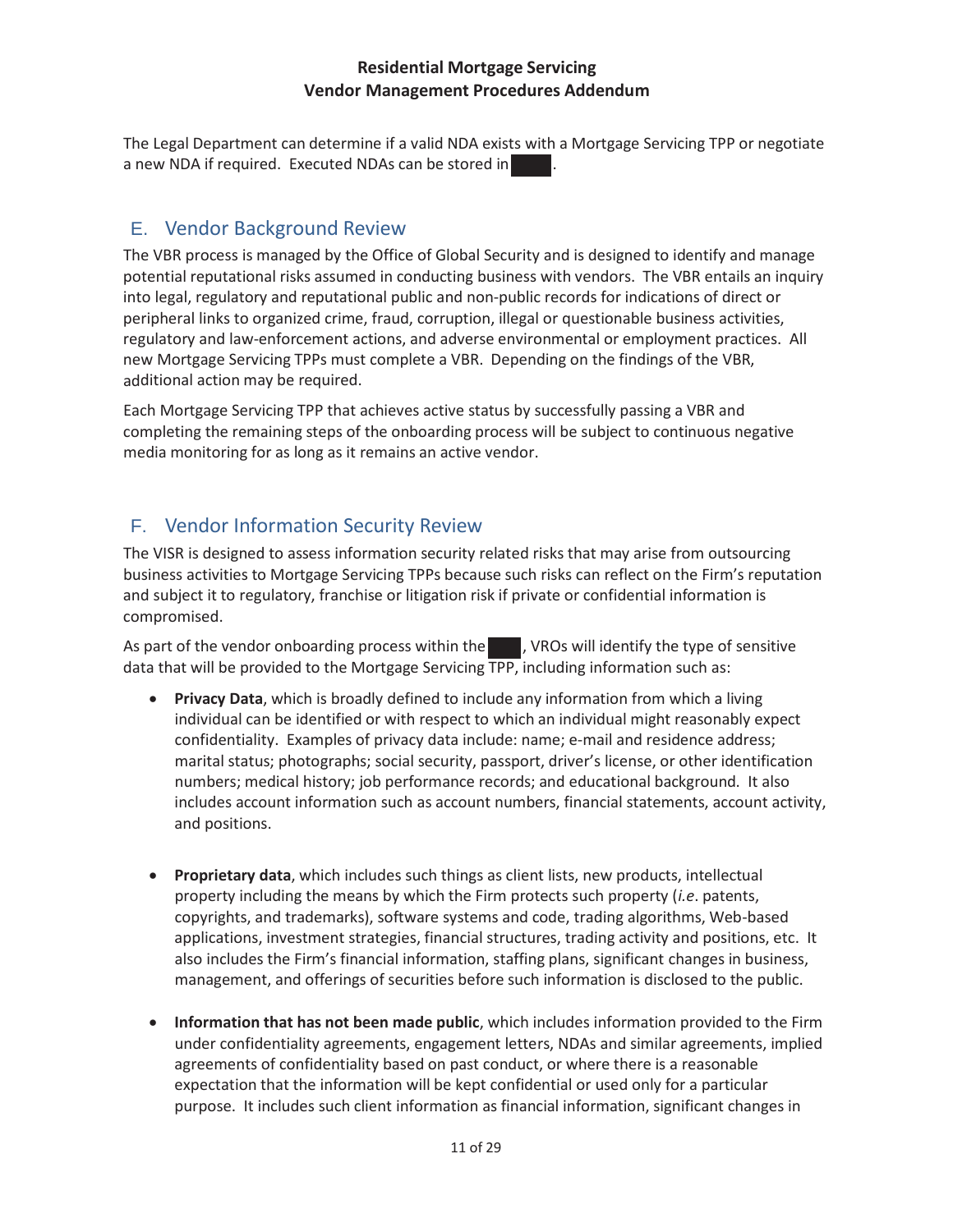The Legal Department can determine if a valid NDA exists with a Mortgage Servicing TPP or negotiate a new NDA if required. Executed NDAs can be stored in [REDACTED].

## E. Vendor Background Review

The VBR process is managed by the Office of Global Security and is designed to identify and manage potential reputational risks assumed in conducting business with vendors. The VBR entails an inquiry into legal, regulatory and reputational public and non-public records for indications of direct or peripheral links to organized crime, fraud, corruption, illegal or questionable business activities, regulatory and law-enforcement actions, and adverse environmental or employment practices. All new Mortgage Servicing TPPs must complete a VBR. Depending on the findings of the VBR, additional action may be required.

Each Mortgage Servicing TPP that achieves active status by successfully passing a VBR and completing the remaining steps of the onboarding process will be subject to continuous negative media monitoring for as long as it remains an active vendor.

## F. Vendor Information Security Review

The VISR is designed to assess information security related risks that may arise from outsourcing business activities to Mortgage Servicing TPPs because such risks can reflect on the Firm's reputation and subject it to regulatory, franchise or litigation risk if private or confidential information is compromised.

As part of the vendor onboarding process within the [REDACTED], VROs will identify the type of sensitive data that will be provided to the Mortgage Servicing TPP, including information such as:

- **Privacy Data**, which is broadly defined to include any information from which a living individual can be identified or with respect to which an individual might reasonably expect confidentiality. Examples of privacy data include: name; e-mail and residence address; marital status; photographs; social security, passport, driver's license, or other identification numbers; medical history; job performance records; and educational background. It also includes account information such as account numbers, financial statements, account activity, and positions.

- **Proprietary data**, which includes such things as client lists, new products, intellectual property including the means by which the Firm protects such property (*i.e*. patents, copyrights, and trademarks), software systems and code, trading algorithms, Web-based applications, investment strategies, financial structures, trading activity and positions, etc. It also includes the Firm's financial information, staffing plans, significant changes in business, management, and offerings of securities before such information is disclosed to the public.

- **Information that has not been made public**, which includes information provided to the Firm under confidentiality agreements, engagement letters, NDAs and similar agreements, implied agreements of confidentiality based on past conduct, or where there is a reasonable expectation that the information will be kept confidential or used only for a particular purpose. It includes such client information as financial information, significant changes in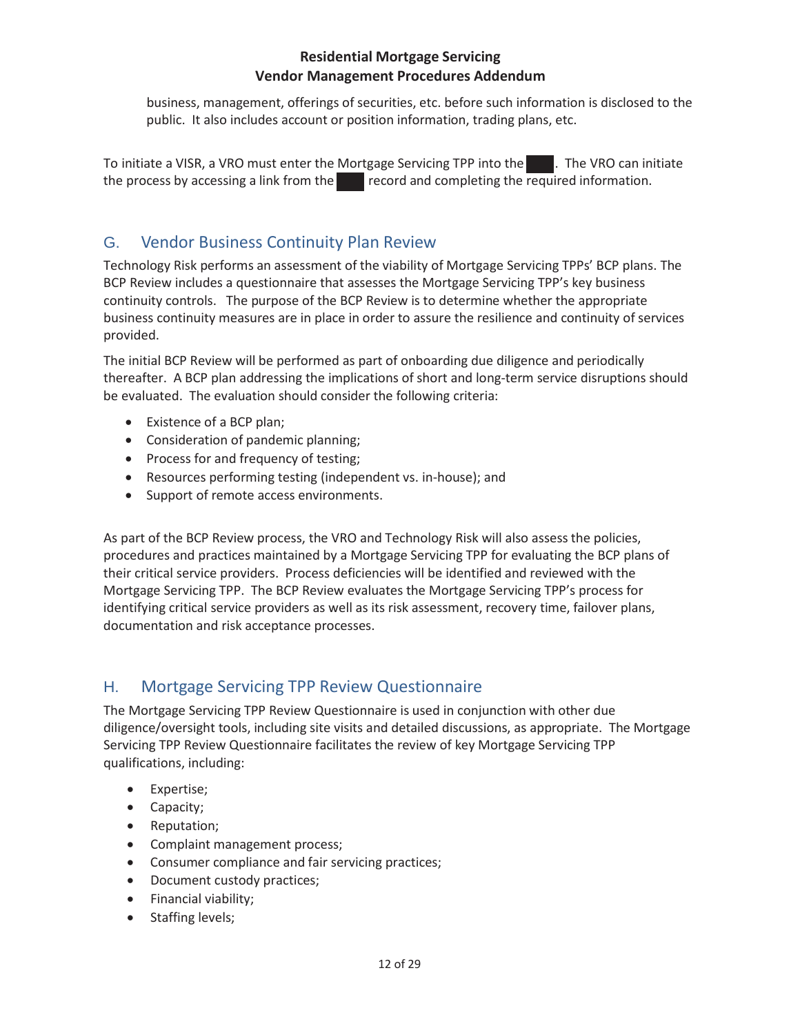business, management, offerings of securities, etc. before such information is disclosed to the public. It also includes account or position information, trading plans, etc.

To initiate a VISR, a VRO must enter the Mortgage Servicing TPP into the ████. The VRO can initiate the process by accessing a link from the ████ record and completing the required information.

## G. Vendor Business Continuity Plan Review

Technology Risk performs an assessment of the viability of Mortgage Servicing TPPs' BCP plans. The BCP Review includes a questionnaire that assesses the Mortgage Servicing TPP's key business continuity controls. The purpose of the BCP Review is to determine whether the appropriate business continuity measures are in place in order to assure the resilience and continuity of services provided.

The initial BCP Review will be performed as part of onboarding due diligence and periodically thereafter. A BCP plan addressing the implications of short and long-term service disruptions should be evaluated. The evaluation should consider the following criteria:

- Existence of a BCP plan;
- Consideration of pandemic planning;
- Process for and frequency of testing;
- Resources performing testing (independent vs. in-house); and
- Support of remote access environments.

As part of the BCP Review process, the VRO and Technology Risk will also assess the policies, procedures and practices maintained by a Mortgage Servicing TPP for evaluating the BCP plans of their critical service providers. Process deficiencies will be identified and reviewed with the Mortgage Servicing TPP. The BCP Review evaluates the Mortgage Servicing TPP's process for identifying critical service providers as well as its risk assessment, recovery time, failover plans, documentation and risk acceptance processes.

## H. Mortgage Servicing TPP Review Questionnaire

The Mortgage Servicing TPP Review Questionnaire is used in conjunction with other due diligence/oversight tools, including site visits and detailed discussions, as appropriate. The Mortgage Servicing TPP Review Questionnaire facilitates the review of key Mortgage Servicing TPP qualifications, including:

- Expertise;
- Capacity;
- Reputation;
- Complaint management process;
- Consumer compliance and fair servicing practices;
- Document custody practices;
- Financial viability;
- Staffing levels;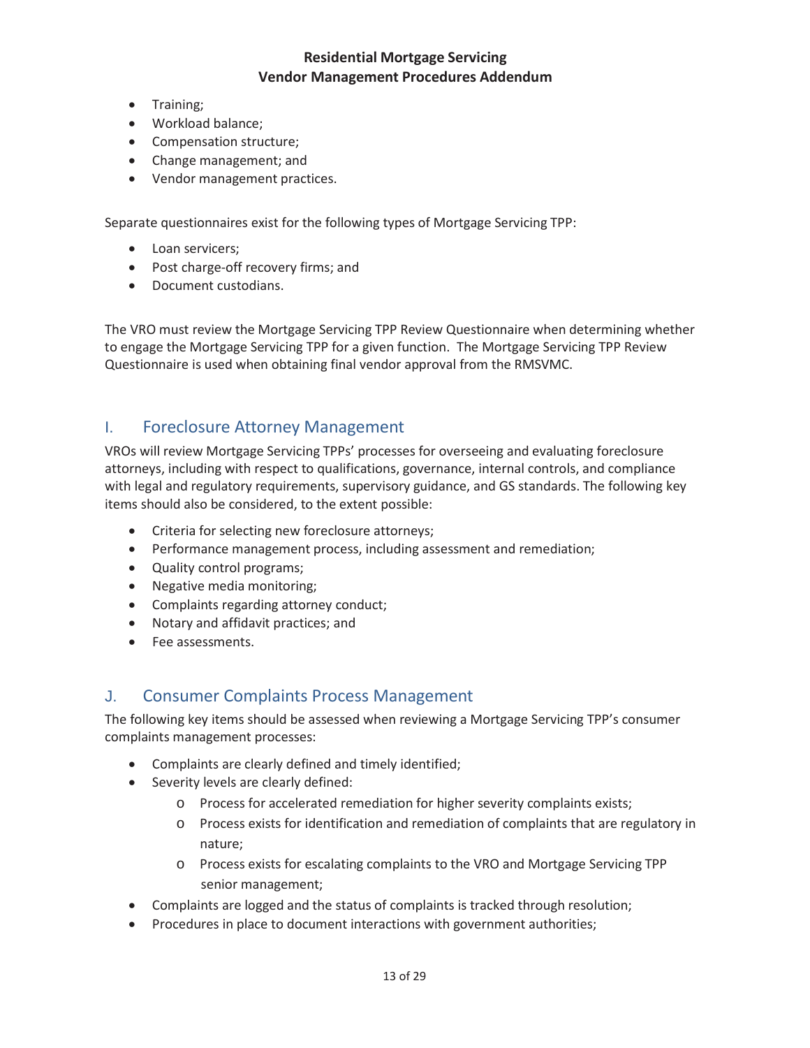- Training;
- Workload balance;
- Compensation structure;
- Change management; and
- Vendor management practices.

Separate questionnaires exist for the following types of Mortgage Servicing TPP:

- Loan servicers;
- Post charge-off recovery firms; and
- Document custodians.

The VRO must review the Mortgage Servicing TPP Review Questionnaire when determining whether to engage the Mortgage Servicing TPP for a given function. The Mortgage Servicing TPP Review Questionnaire is used when obtaining final vendor approval from the RMSVMC.

## I. Foreclosure Attorney Management

VROs will review Mortgage Servicing TPPs' processes for overseeing and evaluating foreclosure attorneys, including with respect to qualifications, governance, internal controls, and compliance with legal and regulatory requirements, supervisory guidance, and GS standards. The following key items should also be considered, to the extent possible:

- Criteria for selecting new foreclosure attorneys;
- Performance management process, including assessment and remediation;
- Quality control programs;
- Negative media monitoring;
- Complaints regarding attorney conduct;
- Notary and affidavit practices; and
- Fee assessments.

## J. Consumer Complaints Process Management

The following key items should be assessed when reviewing a Mortgage Servicing TPP's consumer complaints management processes:

- Complaints are clearly defined and timely identified;
- Severity levels are clearly defined:
  - Process for accelerated remediation for higher severity complaints exists;
  - Process exists for identification and remediation of complaints that are regulatory in nature;
  - Process exists for escalating complaints to the VRO and Mortgage Servicing TPP senior management;
- Complaints are logged and the status of complaints is tracked through resolution;
- Procedures in place to document interactions with government authorities;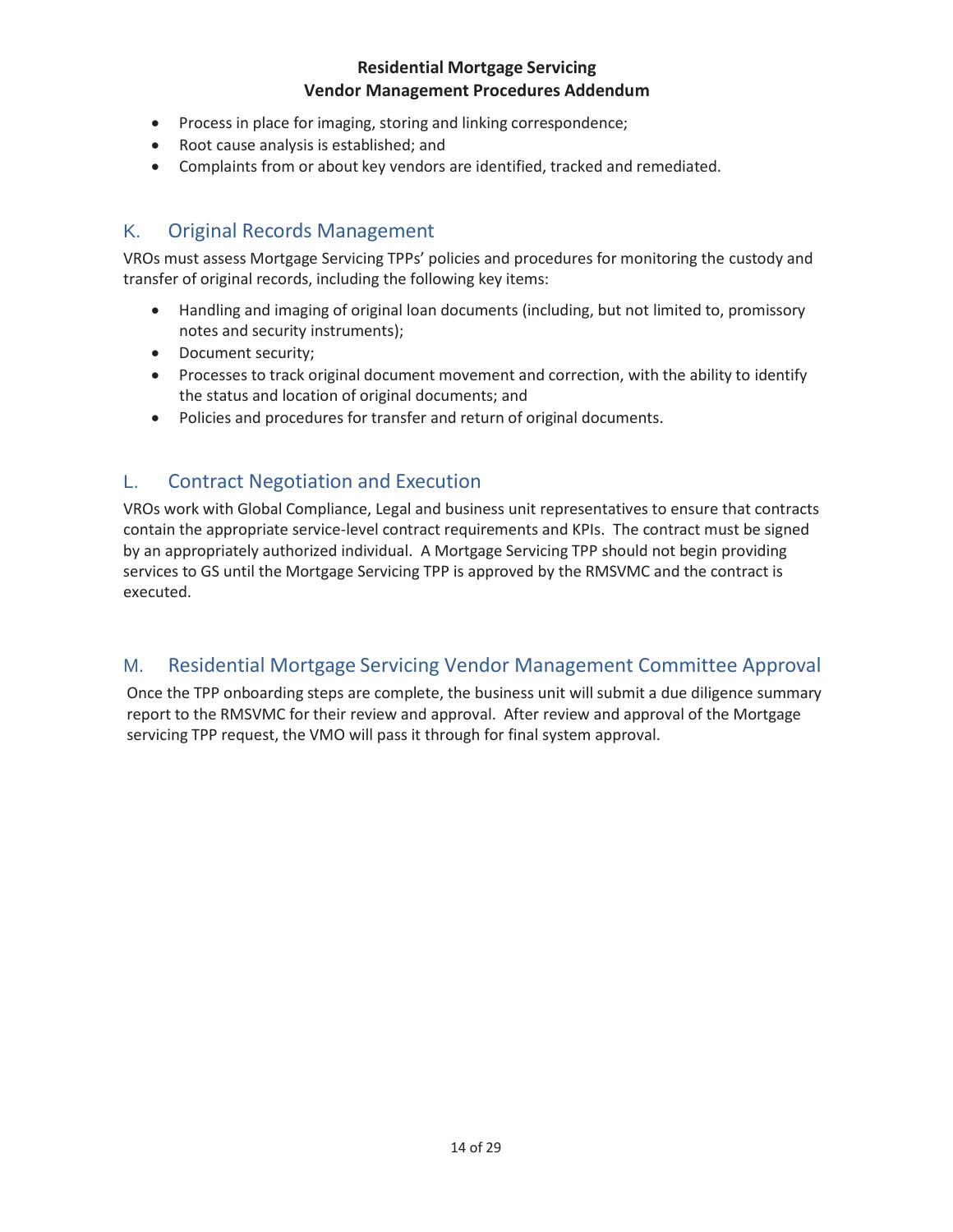- Process in place for imaging, storing and linking correspondence;
- Root cause analysis is established; and
- Complaints from or about key vendors are identified, tracked and remediated.

## K. Original Records Management

VROs must assess Mortgage Servicing TPPs' policies and procedures for monitoring the custody and transfer of original records, including the following key items:

- Handling and imaging of original loan documents (including, but not limited to, promissory notes and security instruments);
- Document security;
- Processes to track original document movement and correction, with the ability to identify the status and location of original documents; and
- Policies and procedures for transfer and return of original documents.

## L. Contract Negotiation and Execution

VROs work with Global Compliance, Legal and business unit representatives to ensure that contracts contain the appropriate service-level contract requirements and KPIs. The contract must be signed by an appropriately authorized individual. A Mortgage Servicing TPP should not begin providing services to GS until the Mortgage Servicing TPP is approved by the RMSVMC and the contract is executed.

## M. Residential Mortgage Servicing Vendor Management Committee Approval

Once the TPP onboarding steps are complete, the business unit will submit a due diligence summary report to the RMSVMC for their review and approval. After review and approval of the Mortgage servicing TPP request, the VMO will pass it through for final system approval.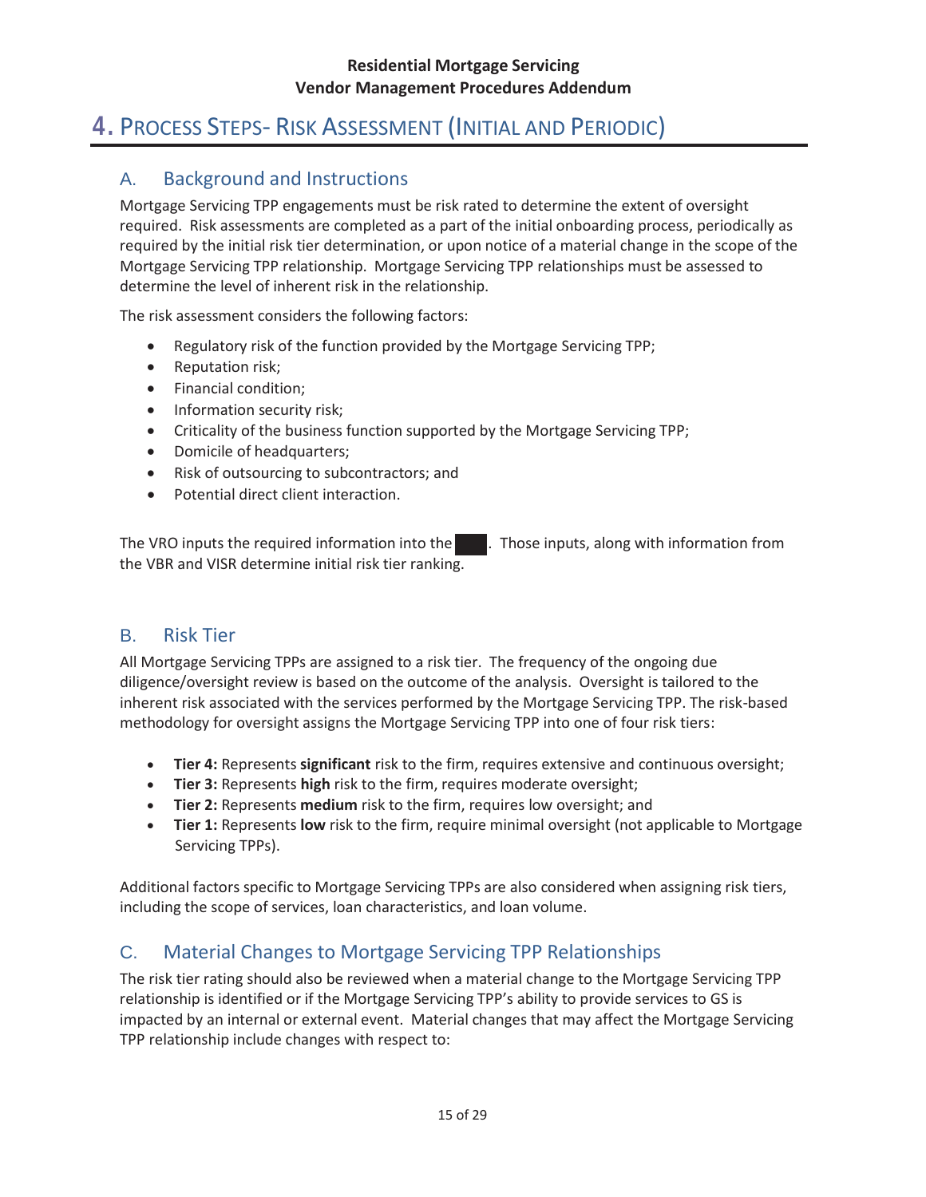# 4. Process Steps- Risk Assessment (Initial and Periodic)

## A. Background and Instructions

Mortgage Servicing TPP engagements must be risk rated to determine the extent of oversight required. Risk assessments are completed as a part of the initial onboarding process, periodically as required by the initial risk tier determination, or upon notice of a material change in the scope of the Mortgage Servicing TPP relationship. Mortgage Servicing TPP relationships must be assessed to determine the level of inherent risk in the relationship.

The risk assessment considers the following factors:

- Regulatory risk of the function provided by the Mortgage Servicing TPP;
- Reputation risk;
- Financial condition;
- Information security risk;
- Criticality of the business function supported by the Mortgage Servicing TPP;
- Domicile of headquarters;
- Risk of outsourcing to subcontractors; and
- Potential direct client interaction.

The VRO inputs the required information into the ███. Those inputs, along with information from the VBR and VISR determine initial risk tier ranking.

## B. Risk Tier

All Mortgage Servicing TPPs are assigned to a risk tier. The frequency of the ongoing due diligence/oversight review is based on the outcome of the analysis. Oversight is tailored to the inherent risk associated with the services performed by the Mortgage Servicing TPP. The risk-based methodology for oversight assigns the Mortgage Servicing TPP into one of four risk tiers:

- **Tier 4:** Represents **significant** risk to the firm, requires extensive and continuous oversight;
- **Tier 3:** Represents **high** risk to the firm, requires moderate oversight;
- **Tier 2:** Represents **medium** risk to the firm, requires low oversight; and
- **Tier 1:** Represents **low** risk to the firm, require minimal oversight (not applicable to Mortgage Servicing TPPs).

Additional factors specific to Mortgage Servicing TPPs are also considered when assigning risk tiers, including the scope of services, loan characteristics, and loan volume.

## C. Material Changes to Mortgage Servicing TPP Relationships

The risk tier rating should also be reviewed when a material change to the Mortgage Servicing TPP relationship is identified or if the Mortgage Servicing TPP's ability to provide services to GS is impacted by an internal or external event. Material changes that may affect the Mortgage Servicing TPP relationship include changes with respect to: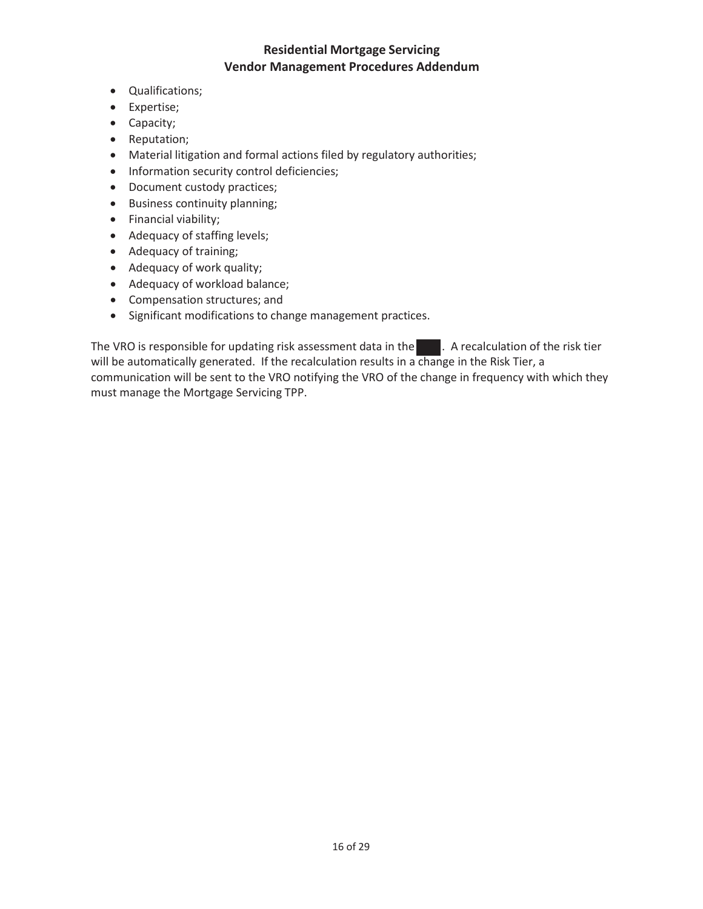- Qualifications;
- Expertise;
- Capacity;
- Reputation;
- Material litigation and formal actions filed by regulatory authorities;
- Information security control deficiencies;
- Document custody practices;
- Business continuity planning;
- Financial viability;
- Adequacy of staffing levels;
- Adequacy of training;
- Adequacy of work quality;
- Adequacy of workload balance;
- Compensation structures; and
- Significant modifications to change management practices.

The VRO is responsible for updating risk assessment data in the ████. A recalculation of the risk tier will be automatically generated. If the recalculation results in a change in the Risk Tier, a communication will be sent to the VRO notifying the VRO of the change in frequency with which they must manage the Mortgage Servicing TPP.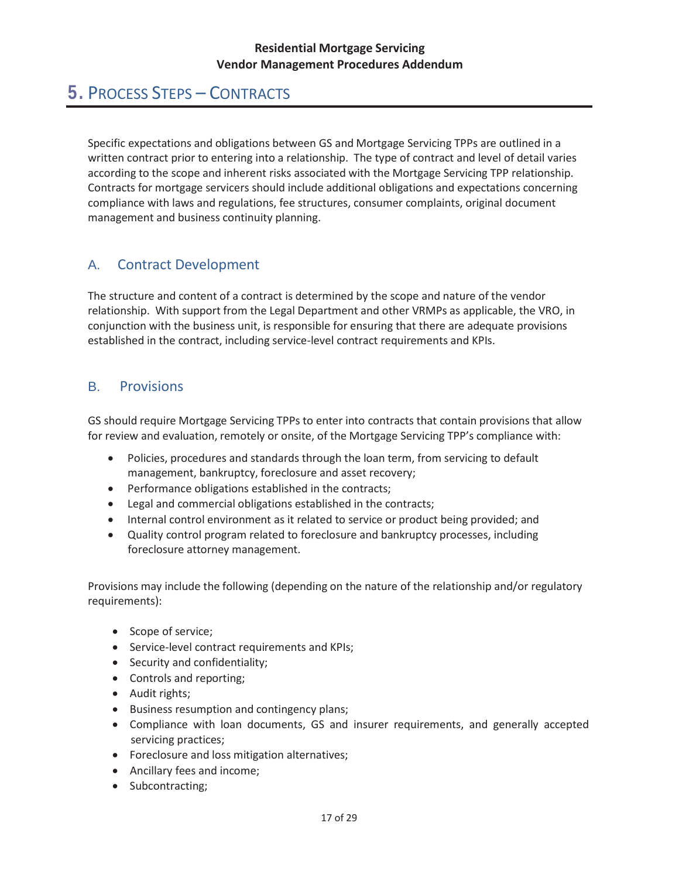# 5. Process Steps – Contracts

Specific expectations and obligations between GS and Mortgage Servicing TPPs are outlined in a written contract prior to entering into a relationship. The type of contract and level of detail varies according to the scope and inherent risks associated with the Mortgage Servicing TPP relationship. Contracts for mortgage servicers should include additional obligations and expectations concerning compliance with laws and regulations, fee structures, consumer complaints, original document management and business continuity planning.

## A. Contract Development

The structure and content of a contract is determined by the scope and nature of the vendor relationship. With support from the Legal Department and other VRMPs as applicable, the VRO, in conjunction with the business unit, is responsible for ensuring that there are adequate provisions established in the contract, including service-level contract requirements and KPIs.

## B. Provisions

GS should require Mortgage Servicing TPPs to enter into contracts that contain provisions that allow for review and evaluation, remotely or onsite, of the Mortgage Servicing TPP's compliance with:

- Policies, procedures and standards through the loan term, from servicing to default management, bankruptcy, foreclosure and asset recovery;
- Performance obligations established in the contracts;
- Legal and commercial obligations established in the contracts;
- Internal control environment as it related to service or product being provided; and
- Quality control program related to foreclosure and bankruptcy processes, including foreclosure attorney management.

Provisions may include the following (depending on the nature of the relationship and/or regulatory requirements):

- Scope of service;
- Service-level contract requirements and KPIs;
- Security and confidentiality;
- Controls and reporting;
- Audit rights;
- Business resumption and contingency plans;
- Compliance with loan documents, GS and insurer requirements, and generally accepted servicing practices;
- Foreclosure and loss mitigation alternatives;
- Ancillary fees and income;
- Subcontracting;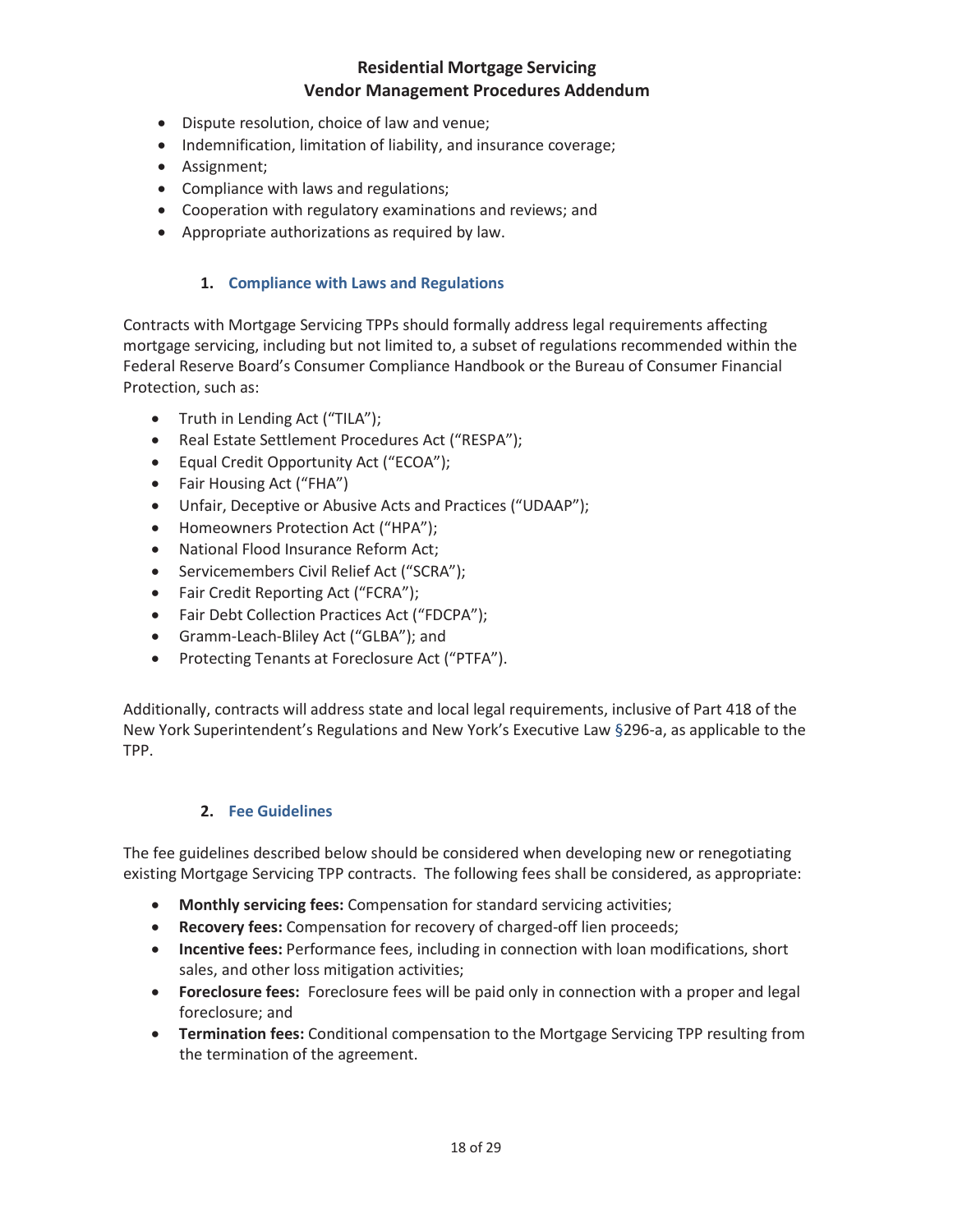- Dispute resolution, choice of law and venue;
- Indemnification, limitation of liability, and insurance coverage;
- Assignment;
- Compliance with laws and regulations;
- Cooperation with regulatory examinations and reviews; and
- Appropriate authorizations as required by law.

### 1. Compliance with Laws and Regulations

Contracts with Mortgage Servicing TPPs should formally address legal requirements affecting mortgage servicing, including but not limited to, a subset of regulations recommended within the Federal Reserve Board's Consumer Compliance Handbook or the Bureau of Consumer Financial Protection, such as:

- Truth in Lending Act ("TILA");
- Real Estate Settlement Procedures Act ("RESPA");
- Equal Credit Opportunity Act ("ECOA");
- Fair Housing Act ("FHA")
- Unfair, Deceptive or Abusive Acts and Practices ("UDAAP");
- Homeowners Protection Act ("HPA");
- National Flood Insurance Reform Act;
- Servicemembers Civil Relief Act ("SCRA");
- Fair Credit Reporting Act ("FCRA");
- Fair Debt Collection Practices Act ("FDCPA");
- Gramm-Leach-Bliley Act ("GLBA"); and
- Protecting Tenants at Foreclosure Act ("PTFA").

Additionally, contracts will address state and local legal requirements, inclusive of Part 418 of the New York Superintendent's Regulations and New York's Executive Law §296-a, as applicable to the TPP.

### 2. Fee Guidelines

The fee guidelines described below should be considered when developing new or renegotiating existing Mortgage Servicing TPP contracts. The following fees shall be considered, as appropriate:

- **Monthly servicing fees:** Compensation for standard servicing activities;
- **Recovery fees:** Compensation for recovery of charged-off lien proceeds;
- **Incentive fees:** Performance fees, including in connection with loan modifications, short sales, and other loss mitigation activities;
- **Foreclosure fees:** Foreclosure fees will be paid only in connection with a proper and legal foreclosure; and
- **Termination fees:** Conditional compensation to the Mortgage Servicing TPP resulting from the termination of the agreement.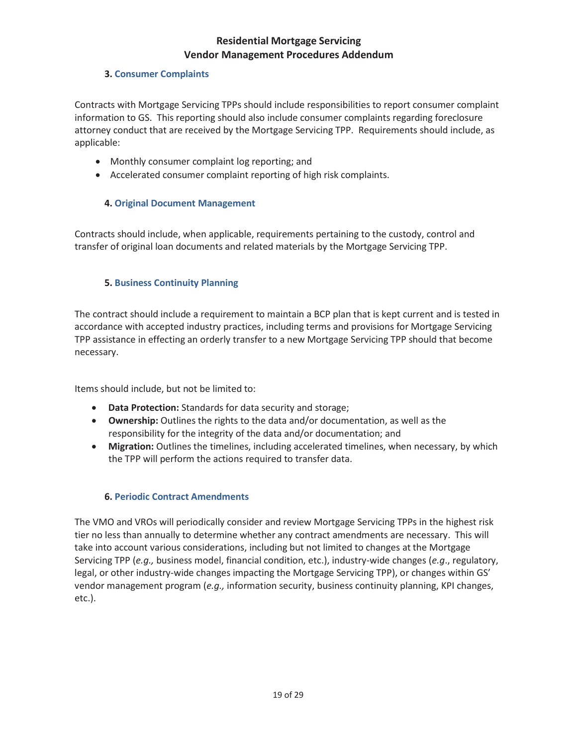### 3. Consumer Complaints

Contracts with Mortgage Servicing TPPs should include responsibilities to report consumer complaint information to GS. This reporting should also include consumer complaints regarding foreclosure attorney conduct that are received by the Mortgage Servicing TPP. Requirements should include, as applicable:

- Monthly consumer complaint log reporting; and
- Accelerated consumer complaint reporting of high risk complaints.

### 4. Original Document Management

Contracts should include, when applicable, requirements pertaining to the custody, control and transfer of original loan documents and related materials by the Mortgage Servicing TPP.

### 5. Business Continuity Planning

The contract should include a requirement to maintain a BCP plan that is kept current and is tested in accordance with accepted industry practices, including terms and provisions for Mortgage Servicing TPP assistance in effecting an orderly transfer to a new Mortgage Servicing TPP should that become necessary.

Items should include, but not be limited to:

- **Data Protection:** Standards for data security and storage;
- **Ownership:** Outlines the rights to the data and/or documentation, as well as the responsibility for the integrity of the data and/or documentation; and
- **Migration:** Outlines the timelines, including accelerated timelines, when necessary, by which the TPP will perform the actions required to transfer data.

### 6. Periodic Contract Amendments

The VMO and VROs will periodically consider and review Mortgage Servicing TPPs in the highest risk tier no less than annually to determine whether any contract amendments are necessary. This will take into account various considerations, including but not limited to changes at the Mortgage Servicing TPP (*e.g.,* business model, financial condition, etc.), industry-wide changes (*e.g.*, regulatory, legal, or other industry-wide changes impacting the Mortgage Servicing TPP), or changes within GS' vendor management program (*e.g.,* information security, business continuity planning, KPI changes, etc.).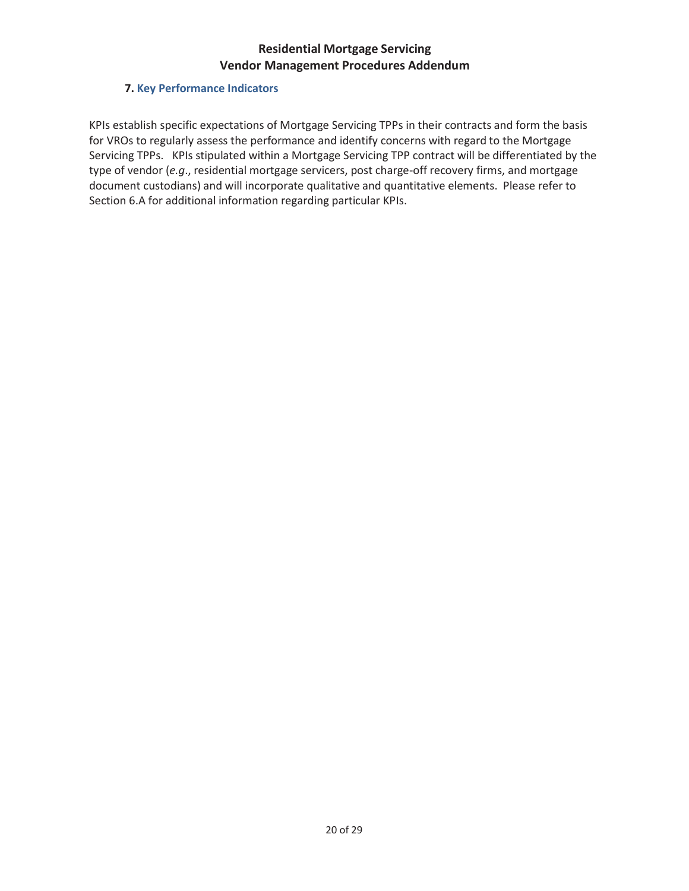### 7. Key Performance Indicators

KPIs establish specific expectations of Mortgage Servicing TPPs in their contracts and form the basis for VROs to regularly assess the performance and identify concerns with regard to the Mortgage Servicing TPPs. KPIs stipulated within a Mortgage Servicing TPP contract will be differentiated by the type of vendor (*e.g*., residential mortgage servicers, post charge-off recovery firms, and mortgage document custodians) and will incorporate qualitative and quantitative elements. Please refer to Section 6.A for additional information regarding particular KPIs.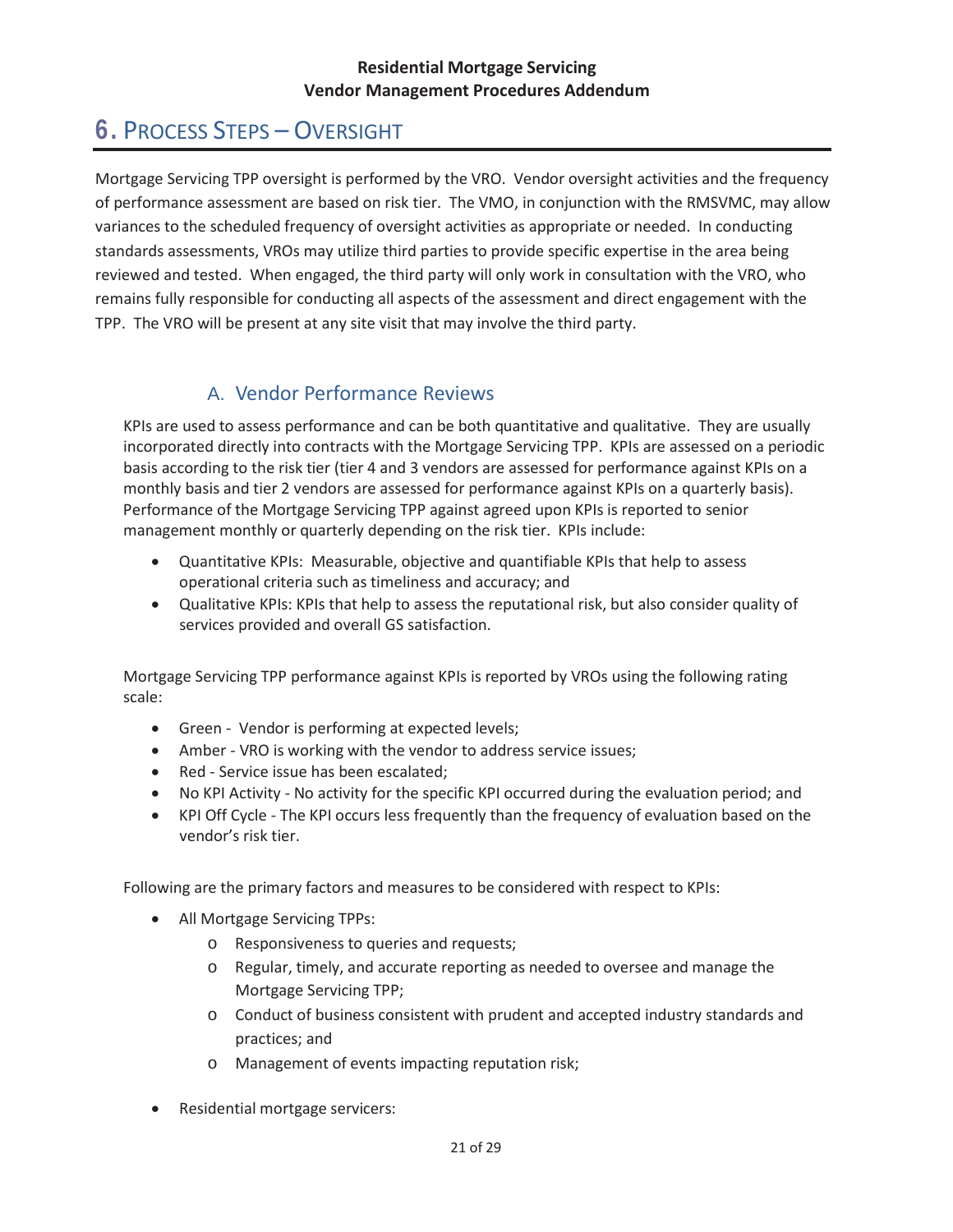# 6. PROCESS STEPS – OVERSIGHT

Mortgage Servicing TPP oversight is performed by the VRO. Vendor oversight activities and the frequency of performance assessment are based on risk tier. The VMO, in conjunction with the RMSVMC, may allow variances to the scheduled frequency of oversight activities as appropriate or needed. In conducting standards assessments, VROs may utilize third parties to provide specific expertise in the area being reviewed and tested. When engaged, the third party will only work in consultation with the VRO, who remains fully responsible for conducting all aspects of the assessment and direct engagement with the TPP. The VRO will be present at any site visit that may involve the third party.

## A. Vendor Performance Reviews

KPIs are used to assess performance and can be both quantitative and qualitative. They are usually incorporated directly into contracts with the Mortgage Servicing TPP. KPIs are assessed on a periodic basis according to the risk tier (tier 4 and 3 vendors are assessed for performance against KPIs on a monthly basis and tier 2 vendors are assessed for performance against KPIs on a quarterly basis). Performance of the Mortgage Servicing TPP against agreed upon KPIs is reported to senior management monthly or quarterly depending on the risk tier. KPIs include:

- Quantitative KPIs: Measurable, objective and quantifiable KPIs that help to assess operational criteria such as timeliness and accuracy; and
- Qualitative KPIs: KPIs that help to assess the reputational risk, but also consider quality of services provided and overall GS satisfaction.

Mortgage Servicing TPP performance against KPIs is reported by VROs using the following rating scale:

- Green - Vendor is performing at expected levels;
- Amber - VRO is working with the vendor to address service issues;
- Red - Service issue has been escalated;
- No KPI Activity - No activity for the specific KPI occurred during the evaluation period; and
- KPI Off Cycle - The KPI occurs less frequently than the frequency of evaluation based on the vendor's risk tier.

Following are the primary factors and measures to be considered with respect to KPIs:

- All Mortgage Servicing TPPs:
  - Responsiveness to queries and requests;
  - Regular, timely, and accurate reporting as needed to oversee and manage the Mortgage Servicing TPP;
  - Conduct of business consistent with prudent and accepted industry standards and practices; and
  - Management of events impacting reputation risk;
- Residential mortgage servicers: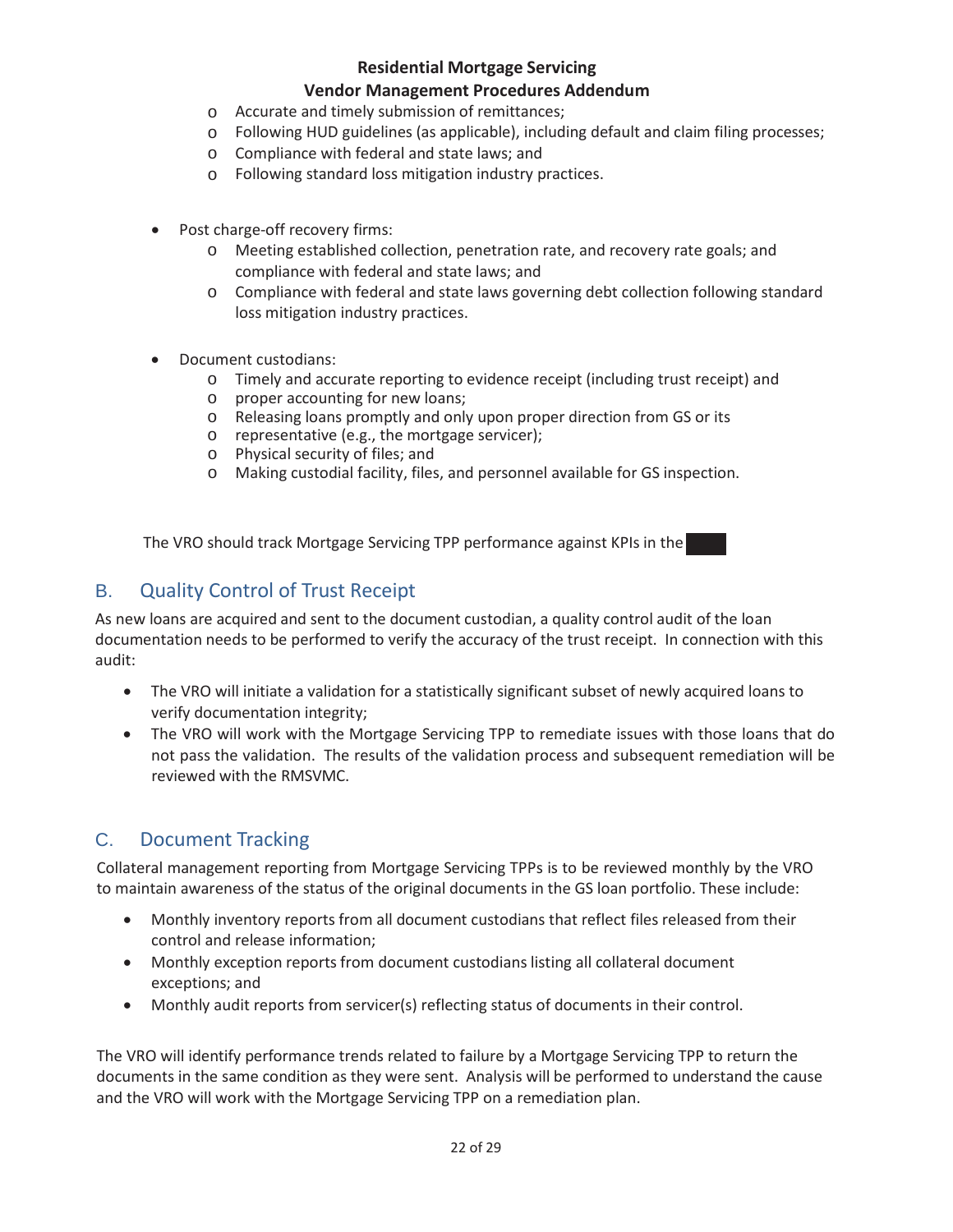- Accurate and timely submission of remittances;
  - Following HUD guidelines (as applicable), including default and claim filing processes;
  - Compliance with federal and state laws; and
  - Following standard loss mitigation industry practices.

- Post charge-off recovery firms:
  - Meeting established collection, penetration rate, and recovery rate goals; and compliance with federal and state laws; and
  - Compliance with federal and state laws governing debt collection following standard loss mitigation industry practices.

- Document custodians:
  - Timely and accurate reporting to evidence receipt (including trust receipt) and
  - proper accounting for new loans;
  - Releasing loans promptly and only upon proper direction from GS or its
  - representative (e.g., the mortgage servicer);
  - Physical security of files; and
  - Making custodial facility, files, and personnel available for GS inspection.

The VRO should track Mortgage Servicing TPP performance against KPIs in the [redacted]

## B. Quality Control of Trust Receipt

As new loans are acquired and sent to the document custodian, a quality control audit of the loan documentation needs to be performed to verify the accuracy of the trust receipt. In connection with this audit:

- The VRO will initiate a validation for a statistically significant subset of newly acquired loans to verify documentation integrity;
- The VRO will work with the Mortgage Servicing TPP to remediate issues with those loans that do not pass the validation. The results of the validation process and subsequent remediation will be reviewed with the RMSVMC.

## C. Document Tracking

Collateral management reporting from Mortgage Servicing TPPs is to be reviewed monthly by the VRO to maintain awareness of the status of the original documents in the GS loan portfolio. These include:

- Monthly inventory reports from all document custodians that reflect files released from their control and release information;
- Monthly exception reports from document custodians listing all collateral document exceptions; and
- Monthly audit reports from servicer(s) reflecting status of documents in their control.

The VRO will identify performance trends related to failure by a Mortgage Servicing TPP to return the documents in the same condition as they were sent. Analysis will be performed to understand the cause and the VRO will work with the Mortgage Servicing TPP on a remediation plan.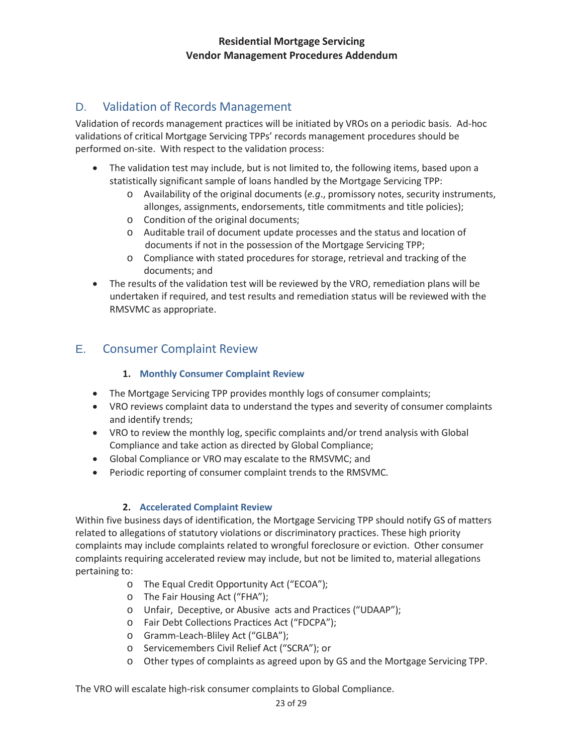## D. Validation of Records Management

Validation of records management practices will be initiated by VROs on a periodic basis. Ad-hoc validations of critical Mortgage Servicing TPPs' records management procedures should be performed on-site. With respect to the validation process:

- The validation test may include, but is not limited to, the following items, based upon a statistically significant sample of loans handled by the Mortgage Servicing TPP:
  - Availability of the original documents (*e.g*., promissory notes, security instruments, allonges, assignments, endorsements, title commitments and title policies);
  - Condition of the original documents;
  - Auditable trail of document update processes and the status and location of documents if not in the possession of the Mortgage Servicing TPP;
  - Compliance with stated procedures for storage, retrieval and tracking of the documents; and
- The results of the validation test will be reviewed by the VRO, remediation plans will be undertaken if required, and test results and remediation status will be reviewed with the RMSVMC as appropriate.

## E. Consumer Complaint Review

### 1. Monthly Consumer Complaint Review

- The Mortgage Servicing TPP provides monthly logs of consumer complaints;
- VRO reviews complaint data to understand the types and severity of consumer complaints and identify trends;
- VRO to review the monthly log, specific complaints and/or trend analysis with Global Compliance and take action as directed by Global Compliance;
- Global Compliance or VRO may escalate to the RMSVMC; and
- Periodic reporting of consumer complaint trends to the RMSVMC.

### 2. Accelerated Complaint Review

Within five business days of identification, the Mortgage Servicing TPP should notify GS of matters related to allegations of statutory violations or discriminatory practices. These high priority complaints may include complaints related to wrongful foreclosure or eviction. Other consumer complaints requiring accelerated review may include, but not be limited to, material allegations pertaining to:

- The Equal Credit Opportunity Act ("ECOA");
- The Fair Housing Act ("FHA");
- Unfair, Deceptive, or Abusive acts and Practices ("UDAAP");
- Fair Debt Collections Practices Act ("FDCPA");
- Gramm-Leach-Bliley Act ("GLBA");
- Servicemembers Civil Relief Act ("SCRA"); or
- Other types of complaints as agreed upon by GS and the Mortgage Servicing TPP.

The VRO will escalate high-risk consumer complaints to Global Compliance.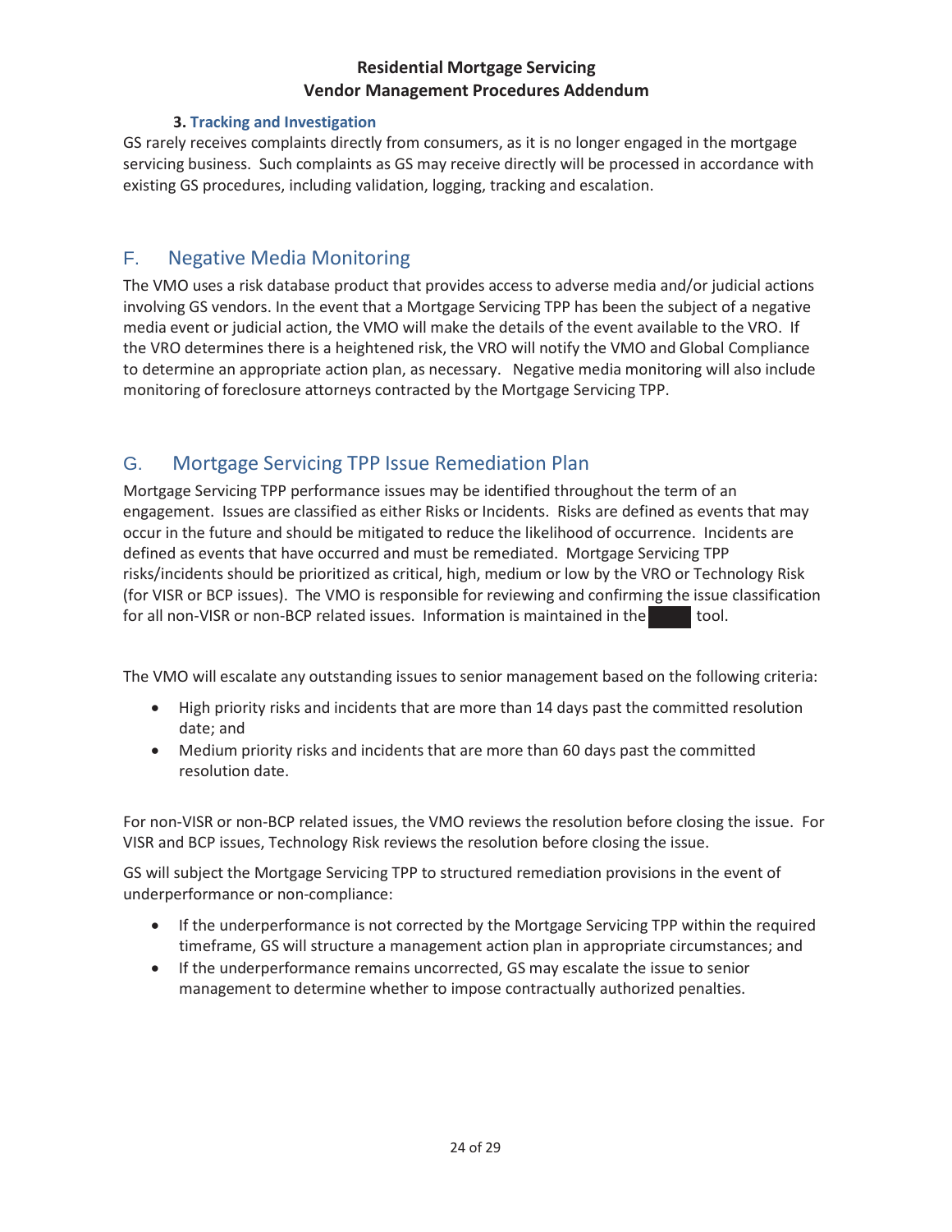### 3. Tracking and Investigation

GS rarely receives complaints directly from consumers, as it is no longer engaged in the mortgage servicing business. Such complaints as GS may receive directly will be processed in accordance with existing GS procedures, including validation, logging, tracking and escalation.

## F. Negative Media Monitoring

The VMO uses a risk database product that provides access to adverse media and/or judicial actions involving GS vendors. In the event that a Mortgage Servicing TPP has been the subject of a negative media event or judicial action, the VMO will make the details of the event available to the VRO. If the VRO determines there is a heightened risk, the VRO will notify the VMO and Global Compliance to determine an appropriate action plan, as necessary. Negative media monitoring will also include monitoring of foreclosure attorneys contracted by the Mortgage Servicing TPP.

## G. Mortgage Servicing TPP Issue Remediation Plan

Mortgage Servicing TPP performance issues may be identified throughout the term of an engagement. Issues are classified as either Risks or Incidents. Risks are defined as events that may occur in the future and should be mitigated to reduce the likelihood of occurrence. Incidents are defined as events that have occurred and must be remediated. Mortgage Servicing TPP risks/incidents should be prioritized as critical, high, medium or low by the VRO or Technology Risk (for VISR or BCP issues). The VMO is responsible for reviewing and confirming the issue classification for all non-VISR or non-BCP related issues. Information is maintained in the ████ tool.

The VMO will escalate any outstanding issues to senior management based on the following criteria:

- High priority risks and incidents that are more than 14 days past the committed resolution date; and
- Medium priority risks and incidents that are more than 60 days past the committed resolution date.

For non-VISR or non-BCP related issues, the VMO reviews the resolution before closing the issue. For VISR and BCP issues, Technology Risk reviews the resolution before closing the issue.

GS will subject the Mortgage Servicing TPP to structured remediation provisions in the event of underperformance or non-compliance:

- If the underperformance is not corrected by the Mortgage Servicing TPP within the required timeframe, GS will structure a management action plan in appropriate circumstances; and
- If the underperformance remains uncorrected, GS may escalate the issue to senior management to determine whether to impose contractually authorized penalties.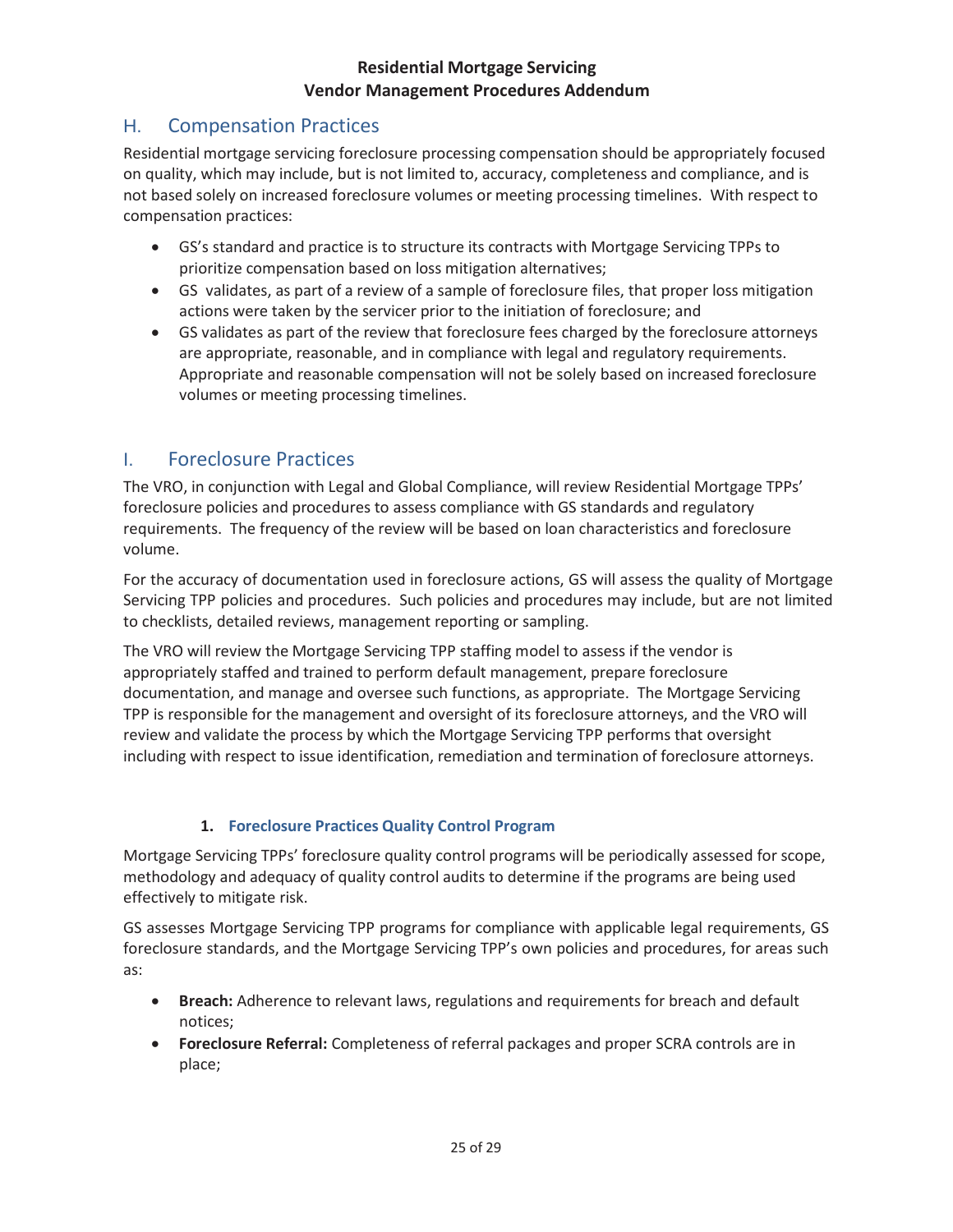## H. Compensation Practices

Residential mortgage servicing foreclosure processing compensation should be appropriately focused on quality, which may include, but is not limited to, accuracy, completeness and compliance, and is not based solely on increased foreclosure volumes or meeting processing timelines. With respect to compensation practices:

- GS's standard and practice is to structure its contracts with Mortgage Servicing TPPs to prioritize compensation based on loss mitigation alternatives;
- GS validates, as part of a review of a sample of foreclosure files, that proper loss mitigation actions were taken by the servicer prior to the initiation of foreclosure; and
- GS validates as part of the review that foreclosure fees charged by the foreclosure attorneys are appropriate, reasonable, and in compliance with legal and regulatory requirements. Appropriate and reasonable compensation will not be solely based on increased foreclosure volumes or meeting processing timelines.

## I. Foreclosure Practices

The VRO, in conjunction with Legal and Global Compliance, will review Residential Mortgage TPPs' foreclosure policies and procedures to assess compliance with GS standards and regulatory requirements. The frequency of the review will be based on loan characteristics and foreclosure volume.

For the accuracy of documentation used in foreclosure actions, GS will assess the quality of Mortgage Servicing TPP policies and procedures. Such policies and procedures may include, but are not limited to checklists, detailed reviews, management reporting or sampling.

The VRO will review the Mortgage Servicing TPP staffing model to assess if the vendor is appropriately staffed and trained to perform default management, prepare foreclosure documentation, and manage and oversee such functions, as appropriate. The Mortgage Servicing TPP is responsible for the management and oversight of its foreclosure attorneys, and the VRO will review and validate the process by which the Mortgage Servicing TPP performs that oversight including with respect to issue identification, remediation and termination of foreclosure attorneys.

### 1. Foreclosure Practices Quality Control Program

Mortgage Servicing TPPs' foreclosure quality control programs will be periodically assessed for scope, methodology and adequacy of quality control audits to determine if the programs are being used effectively to mitigate risk.

GS assesses Mortgage Servicing TPP programs for compliance with applicable legal requirements, GS foreclosure standards, and the Mortgage Servicing TPP's own policies and procedures, for areas such as:

- **Breach:** Adherence to relevant laws, regulations and requirements for breach and default notices;
- **Foreclosure Referral:** Completeness of referral packages and proper SCRA controls are in place;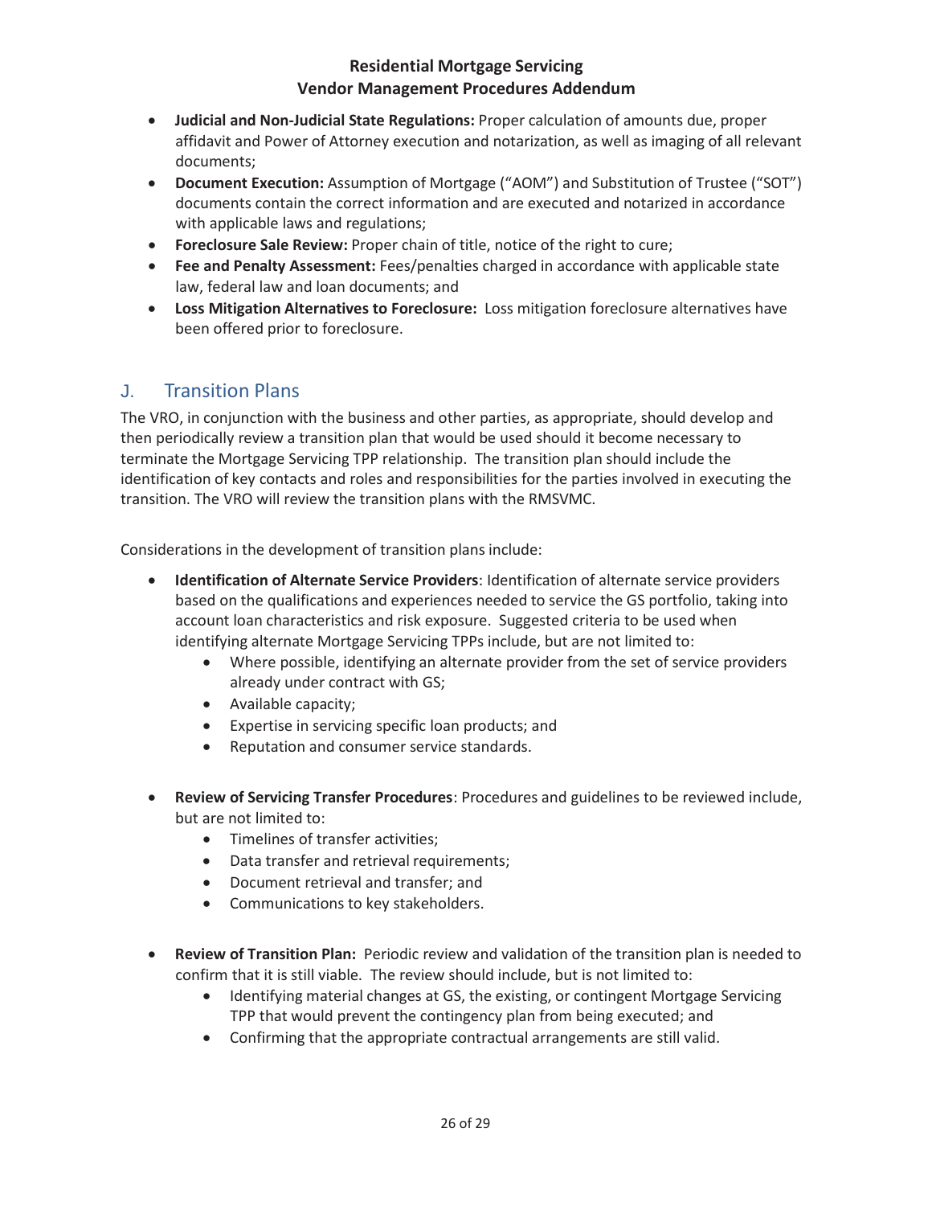- **Judicial and Non-Judicial State Regulations:** Proper calculation of amounts due, proper affidavit and Power of Attorney execution and notarization, as well as imaging of all relevant documents;
- **Document Execution:** Assumption of Mortgage ("AOM") and Substitution of Trustee ("SOT") documents contain the correct information and are executed and notarized in accordance with applicable laws and regulations;
- **Foreclosure Sale Review:** Proper chain of title, notice of the right to cure;
- **Fee and Penalty Assessment:** Fees/penalties charged in accordance with applicable state law, federal law and loan documents; and
- **Loss Mitigation Alternatives to Foreclosure:** Loss mitigation foreclosure alternatives have been offered prior to foreclosure.

## J. Transition Plans

The VRO, in conjunction with the business and other parties, as appropriate, should develop and then periodically review a transition plan that would be used should it become necessary to terminate the Mortgage Servicing TPP relationship. The transition plan should include the identification of key contacts and roles and responsibilities for the parties involved in executing the transition. The VRO will review the transition plans with the RMSVMC.

Considerations in the development of transition plans include:

- **Identification of Alternate Service Providers**: Identification of alternate service providers based on the qualifications and experiences needed to service the GS portfolio, taking into account loan characteristics and risk exposure. Suggested criteria to be used when identifying alternate Mortgage Servicing TPPs include, but are not limited to:
  - Where possible, identifying an alternate provider from the set of service providers already under contract with GS;
  - Available capacity;
  - Expertise in servicing specific loan products; and
  - Reputation and consumer service standards.

- **Review of Servicing Transfer Procedures**: Procedures and guidelines to be reviewed include, but are not limited to:
  - Timelines of transfer activities;
  - Data transfer and retrieval requirements;
  - Document retrieval and transfer; and
  - Communications to key stakeholders.

- **Review of Transition Plan:** Periodic review and validation of the transition plan is needed to confirm that it is still viable. The review should include, but is not limited to:
  - Identifying material changes at GS, the existing, or contingent Mortgage Servicing TPP that would prevent the contingency plan from being executed; and
  - Confirming that the appropriate contractual arrangements are still valid.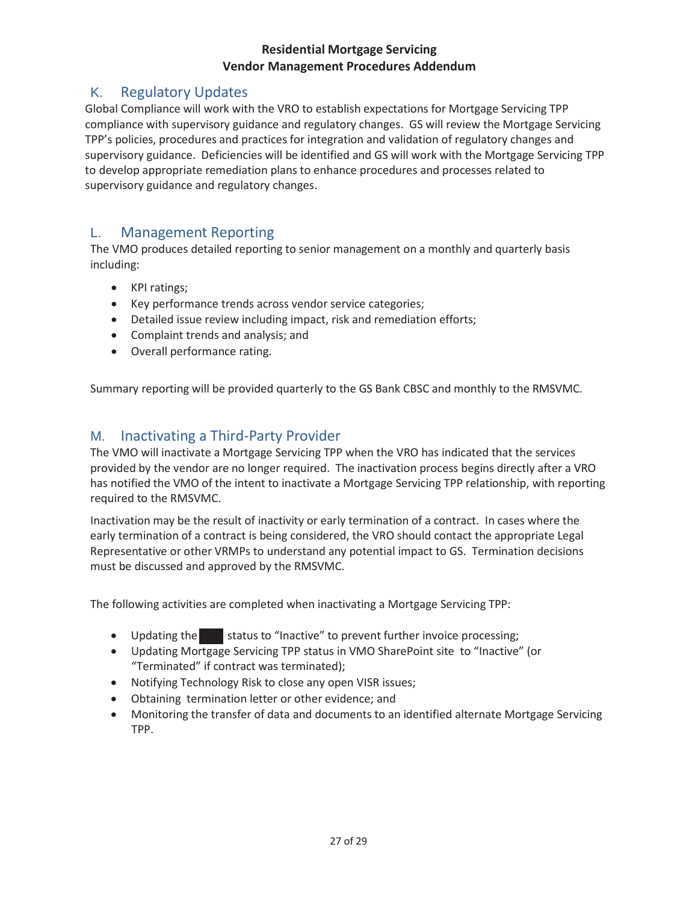## K. Regulatory Updates

Global Compliance will work with the VRO to establish expectations for Mortgage Servicing TPP compliance with supervisory guidance and regulatory changes. GS will review the Mortgage Servicing TPP's policies, procedures and practices for integration and validation of regulatory changes and supervisory guidance. Deficiencies will be identified and GS will work with the Mortgage Servicing TPP to develop appropriate remediation plans to enhance procedures and processes related to supervisory guidance and regulatory changes.

## L. Management Reporting

The VMO produces detailed reporting to senior management on a monthly and quarterly basis including:

- KPI ratings;
- Key performance trends across vendor service categories;
- Detailed issue review including impact, risk and remediation efforts;
- Complaint trends and analysis; and
- Overall performance rating.

Summary reporting will be provided quarterly to the GS Bank CBSC and monthly to the RMSVMC.

## M. Inactivating a Third-Party Provider

The VMO will inactivate a Mortgage Servicing TPP when the VRO has indicated that the services provided by the vendor are no longer required. The inactivation process begins directly after a VRO has notified the VMO of the intent to inactivate a Mortgage Servicing TPP relationship, with reporting required to the RMSVMC.

Inactivation may be the result of inactivity or early termination of a contract. In cases where the early termination of a contract is being considered, the VRO should contact the appropriate Legal Representative or other VRMPs to understand any potential impact to GS. Termination decisions must be discussed and approved by the RMSVMC.

The following activities are completed when inactivating a Mortgage Servicing TPP:

- Updating the [REDACTED] status to "Inactive" to prevent further invoice processing;
- Updating Mortgage Servicing TPP status in VMO SharePoint site to "Inactive" (or "Terminated" if contract was terminated);
- Notifying Technology Risk to close any open VISR issues;
- Obtaining termination letter or other evidence; and
- Monitoring the transfer of data and documents to an identified alternate Mortgage Servicing TPP.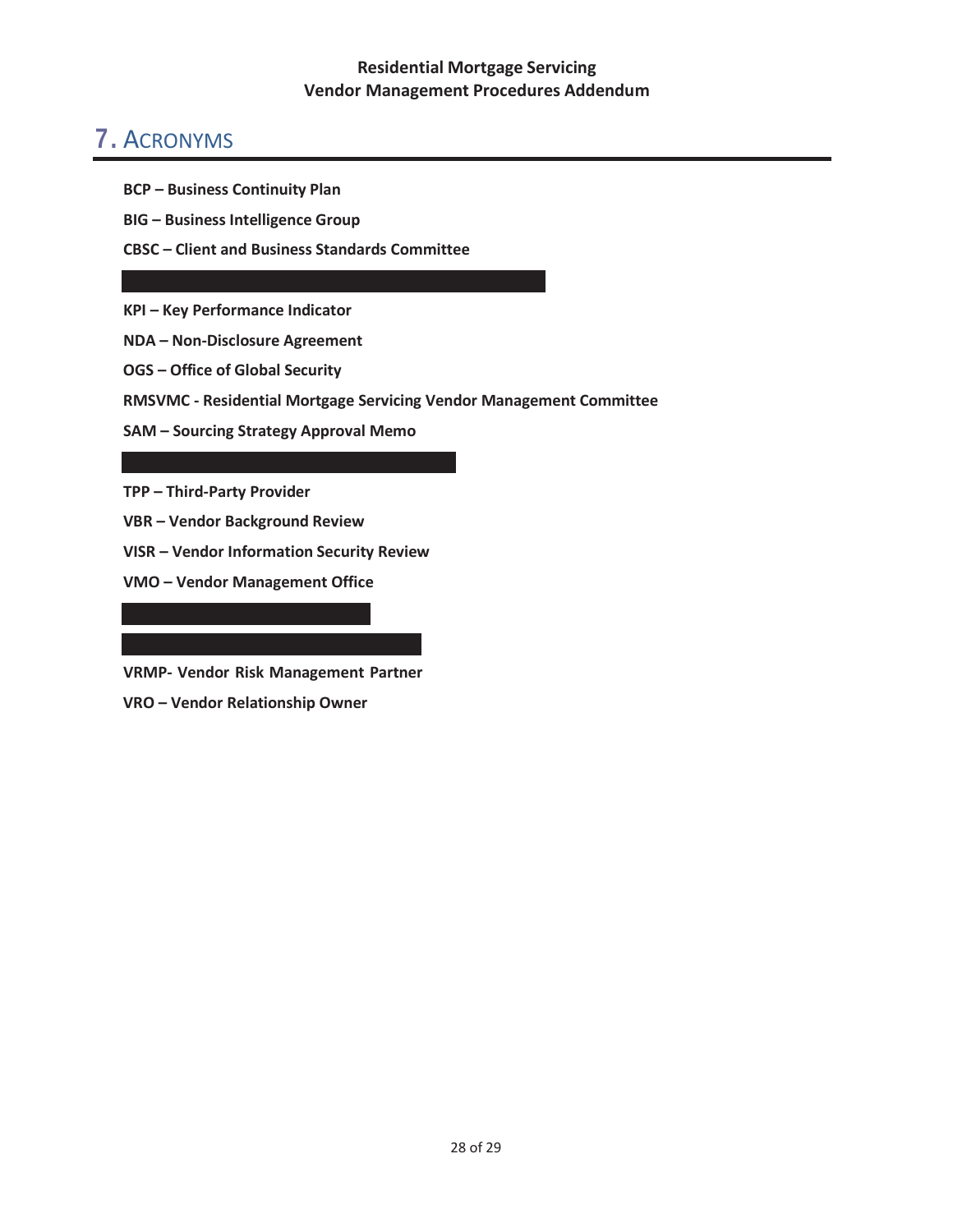# 7. ACRONYMS

**BCP – Business Continuity Plan**

**BIG – Business Intelligence Group**

**CBSC – Client and Business Standards Committee**

**KPI – Key Performance Indicator**

**NDA – Non-Disclosure Agreement**

**OGS – Office of Global Security**

**RMSVMC - Residential Mortgage Servicing Vendor Management Committee**

**SAM – Sourcing Strategy Approval Memo**

**TPP – Third-Party Provider**

**VBR – Vendor Background Review**

**VISR – Vendor Information Security Review**

**VMO – Vendor Management Office**

**VRMP- Vendor Risk Management Partner**

**VRO – Vendor Relationship Owner**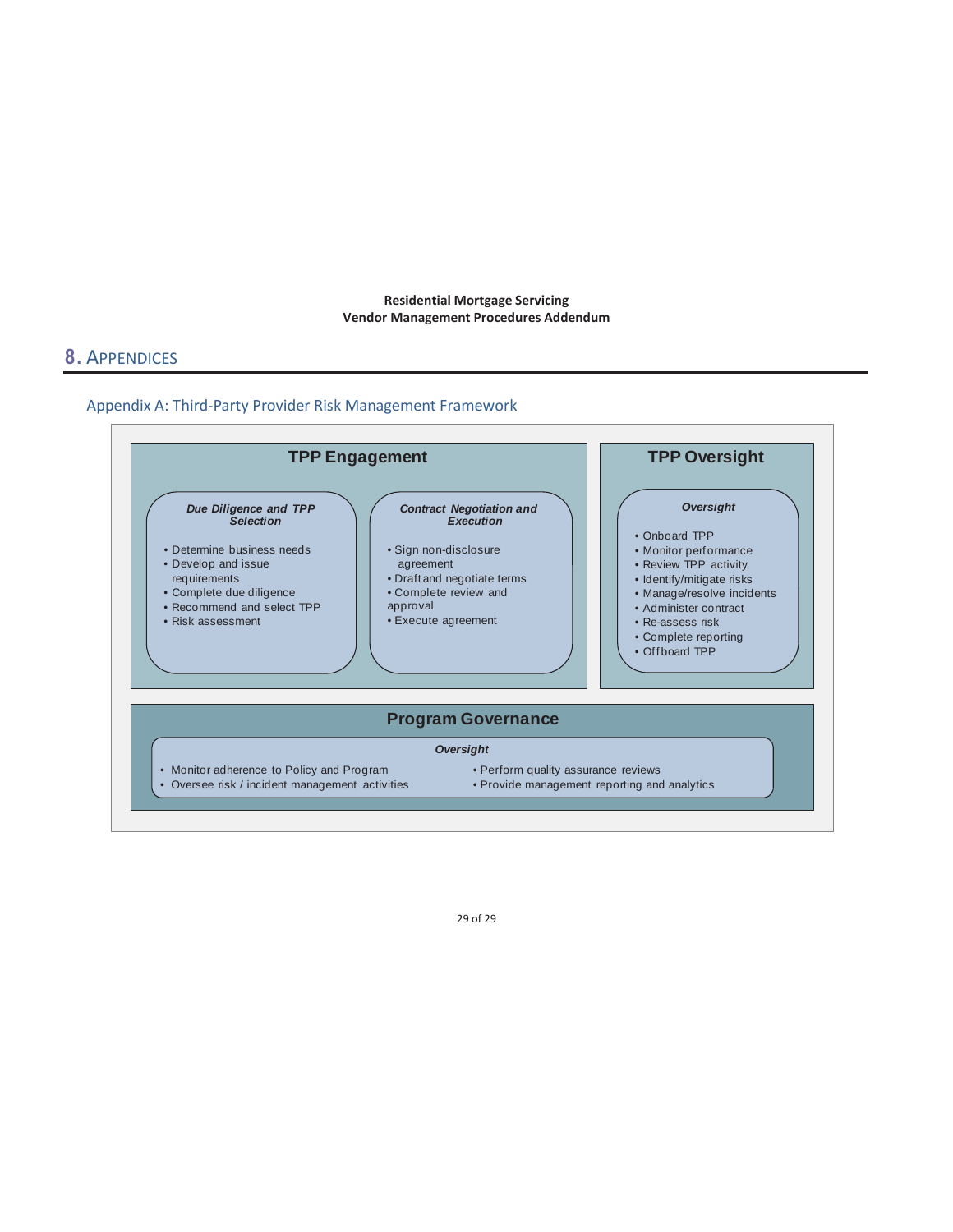# 8. APPENDICES

## Appendix A: Third-Party Provider Risk Management Framework

### TPP Engagement

*Due Diligence and TPP Selection*

- Determine business needs
- Develop and issue requirements
- Complete due diligence
- Recommend and select TPP
- Risk assessment

*Contract Negotiation and Execution*

- Sign non-disclosure agreement
- Draft and negotiate terms
- Complete review and approval
- Execute agreement

### TPP Oversight

*Oversight*

- Onboard TPP
- Monitor performance
- Review TPP activity
- Identify/mitigate risks
- Manage/resolve incidents
- Administer contract
- Re-assess risk
- Complete reporting
- Offboard TPP

### Program Governance

*Oversight*

- Monitor adherence to Policy and Program
- Oversee risk / incident management activities
- Perform quality assurance reviews
- Provide management reporting and analytics